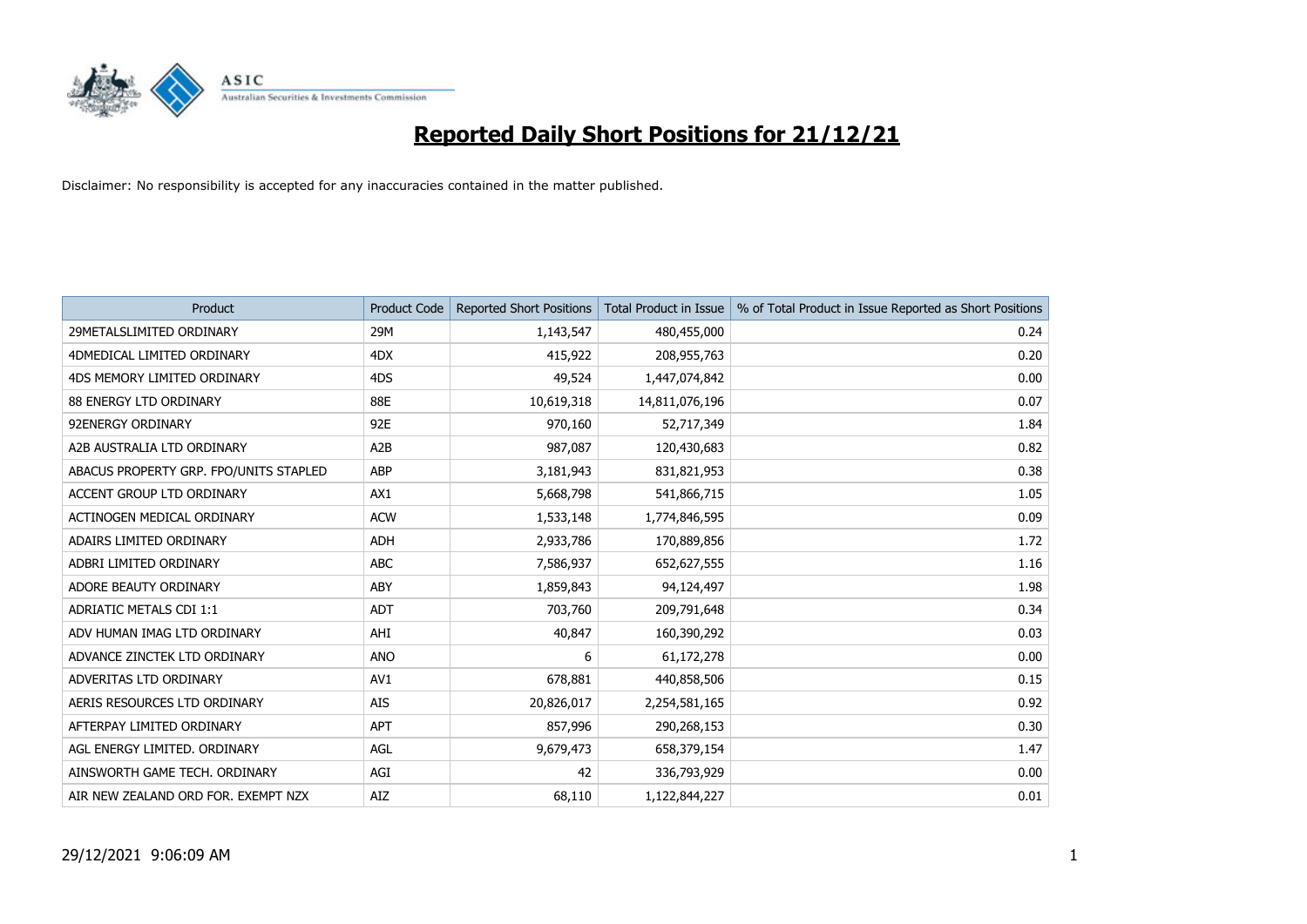# Reported Daily Short Positions for 21/12/21

Disclaimer: No responsibility is accepted for any inaccuracies contained in the matter published.

| Product | Product Code | Reported Short Positions | Total Product in Issue | % of Total Product in Issue Reported as Short Positions |
|---|---|---|---|---|
| 29METALSLIMITED ORDINARY | 29M | 1,143,547 | 480,455,000 | 0.24 |
| 4DMEDICAL LIMITED ORDINARY | 4DX | 415,922 | 208,955,763 | 0.20 |
| 4DS MEMORY LIMITED ORDINARY | 4DS | 49,524 | 1,447,074,842 | 0.00 |
| 88 ENERGY LTD ORDINARY | 88E | 10,619,318 | 14,811,076,196 | 0.07 |
| 92ENERGY ORDINARY | 92E | 970,160 | 52,717,349 | 1.84 |
| A2B AUSTRALIA LTD ORDINARY | A2B | 987,087 | 120,430,683 | 0.82 |
| ABACUS PROPERTY GRP. FPO/UNITS STAPLED | ABP | 3,181,943 | 831,821,953 | 0.38 |
| ACCENT GROUP LTD ORDINARY | AX1 | 5,668,798 | 541,866,715 | 1.05 |
| ACTINOGEN MEDICAL ORDINARY | ACW | 1,533,148 | 1,774,846,595 | 0.09 |
| ADAIRS LIMITED ORDINARY | ADH | 2,933,786 | 170,889,856 | 1.72 |
| ADBRI LIMITED ORDINARY | ABC | 7,586,937 | 652,627,555 | 1.16 |
| ADORE BEAUTY ORDINARY | ABY | 1,859,843 | 94,124,497 | 1.98 |
| ADRIATIC METALS CDI 1:1 | ADT | 703,760 | 209,791,648 | 0.34 |
| ADV HUMAN IMAG LTD ORDINARY | AHI | 40,847 | 160,390,292 | 0.03 |
| ADVANCE ZINCTEK LTD ORDINARY | ANO | 6 | 61,172,278 | 0.00 |
| ADVERITAS LTD ORDINARY | AV1 | 678,881 | 440,858,506 | 0.15 |
| AERIS RESOURCES LTD ORDINARY | AIS | 20,826,017 | 2,254,581,165 | 0.92 |
| AFTERPAY LIMITED ORDINARY | APT | 857,996 | 290,268,153 | 0.30 |
| AGL ENERGY LIMITED. ORDINARY | AGL | 9,679,473 | 658,379,154 | 1.47 |
| AINSWORTH GAME TECH. ORDINARY | AGI | 42 | 336,793,929 | 0.00 |
| AIR NEW ZEALAND ORD FOR. EXEMPT NZX | AIZ | 68,110 | 1,122,844,227 | 0.01 |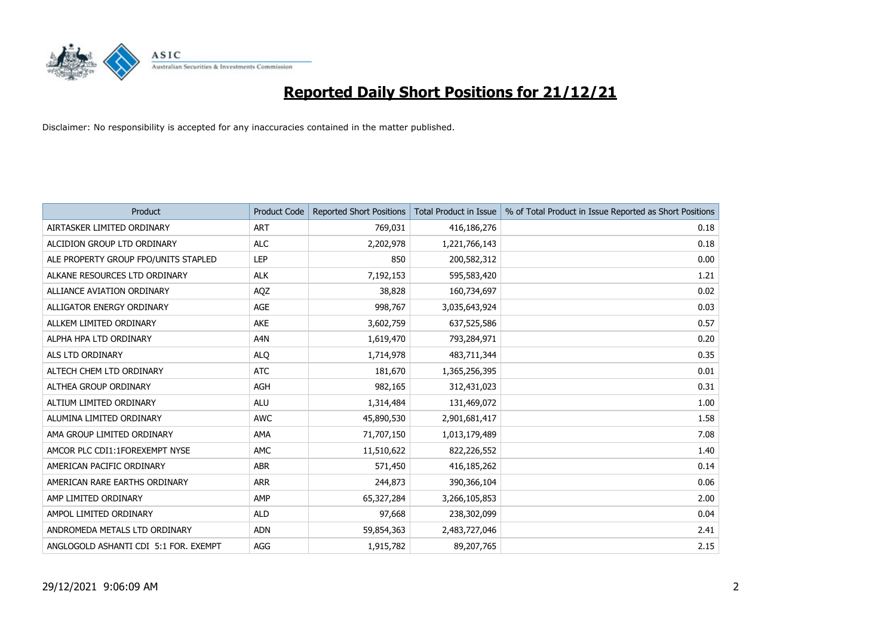# Reported Daily Short Positions for 21/12/21

Disclaimer: No responsibility is accepted for any inaccuracies contained in the matter published.

| Product | Product Code | Reported Short Positions | Total Product in Issue | % of Total Product in Issue Reported as Short Positions |
|---|---|---|---|---|
| AIRTASKER LIMITED ORDINARY | ART | 769,031 | 416,186,276 | 0.18 |
| ALCIDION GROUP LTD ORDINARY | ALC | 2,202,978 | 1,221,766,143 | 0.18 |
| ALE PROPERTY GROUP FPO/UNITS STAPLED | LEP | 850 | 200,582,312 | 0.00 |
| ALKANE RESOURCES LTD ORDINARY | ALK | 7,192,153 | 595,583,420 | 1.21 |
| ALLIANCE AVIATION ORDINARY | AQZ | 38,828 | 160,734,697 | 0.02 |
| ALLIGATOR ENERGY ORDINARY | AGE | 998,767 | 3,035,643,924 | 0.03 |
| ALLKEM LIMITED ORDINARY | AKE | 3,602,759 | 637,525,586 | 0.57 |
| ALPHA HPA LTD ORDINARY | A4N | 1,619,470 | 793,284,971 | 0.20 |
| ALS LTD ORDINARY | ALQ | 1,714,978 | 483,711,344 | 0.35 |
| ALTECH CHEM LTD ORDINARY | ATC | 181,670 | 1,365,256,395 | 0.01 |
| ALTHEA GROUP ORDINARY | AGH | 982,165 | 312,431,023 | 0.31 |
| ALTIUM LIMITED ORDINARY | ALU | 1,314,484 | 131,469,072 | 1.00 |
| ALUMINA LIMITED ORDINARY | AWC | 45,890,530 | 2,901,681,417 | 1.58 |
| AMA GROUP LIMITED ORDINARY | AMA | 71,707,150 | 1,013,179,489 | 7.08 |
| AMCOR PLC CDI1:1FOREXEMPT NYSE | AMC | 11,510,622 | 822,226,552 | 1.40 |
| AMERICAN PACIFIC ORDINARY | ABR | 571,450 | 416,185,262 | 0.14 |
| AMERICAN RARE EARTHS ORDINARY | ARR | 244,873 | 390,366,104 | 0.06 |
| AMP LIMITED ORDINARY | AMP | 65,327,284 | 3,266,105,853 | 2.00 |
| AMPOL LIMITED ORDINARY | ALD | 97,668 | 238,302,099 | 0.04 |
| ANDROMEDA METALS LTD ORDINARY | ADN | 59,854,363 | 2,483,727,046 | 2.41 |
| ANGLOGOLD ASHANTI CDI 5:1 FOR. EXEMPT | AGG | 1,915,782 | 89,207,765 | 2.15 |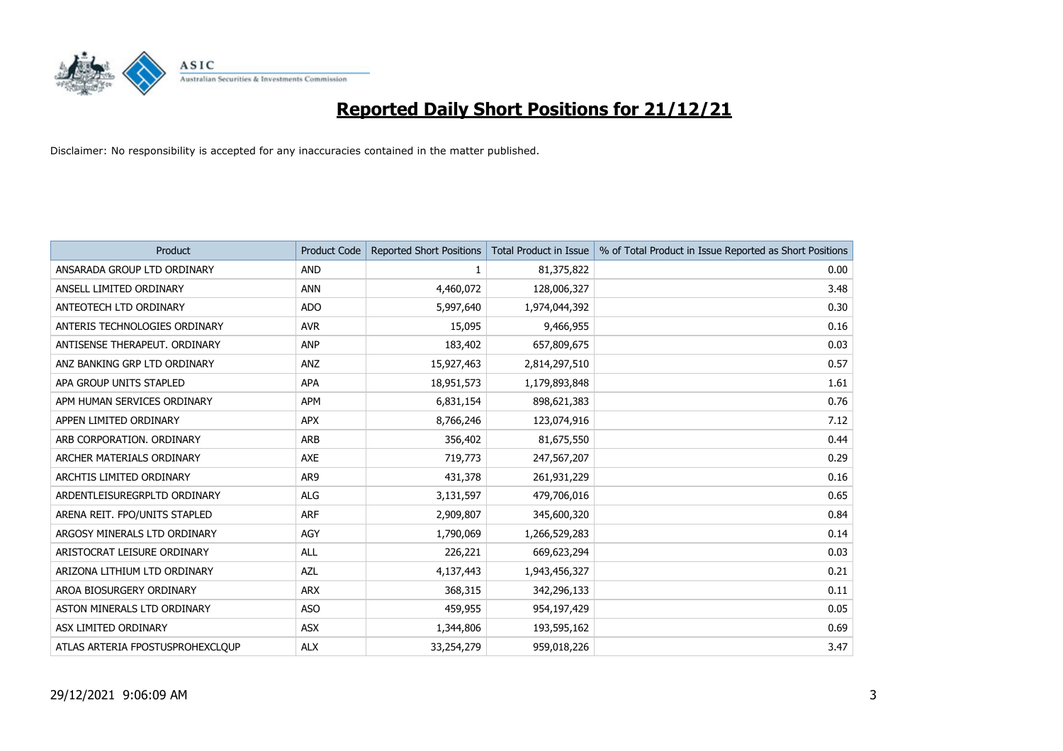# Reported Daily Short Positions for 21/12/21

Disclaimer: No responsibility is accepted for any inaccuracies contained in the matter published.

| Product | Product Code | Reported Short Positions | Total Product in Issue | % of Total Product in Issue Reported as Short Positions |
| --- | --- | --- | --- | --- |
| ANSARADA GROUP LTD ORDINARY | AND | 1 | 81,375,822 | 0.00 |
| ANSELL LIMITED ORDINARY | ANN | 4,460,072 | 128,006,327 | 3.48 |
| ANTEOTECH LTD ORDINARY | ADO | 5,997,640 | 1,974,044,392 | 0.30 |
| ANTERIS TECHNOLOGIES ORDINARY | AVR | 15,095 | 9,466,955 | 0.16 |
| ANTISENSE THERAPEUT. ORDINARY | ANP | 183,402 | 657,809,675 | 0.03 |
| ANZ BANKING GRP LTD ORDINARY | ANZ | 15,927,463 | 2,814,297,510 | 0.57 |
| APA GROUP UNITS STAPLED | APA | 18,951,573 | 1,179,893,848 | 1.61 |
| APM HUMAN SERVICES ORDINARY | APM | 6,831,154 | 898,621,383 | 0.76 |
| APPEN LIMITED ORDINARY | APX | 8,766,246 | 123,074,916 | 7.12 |
| ARB CORPORATION. ORDINARY | ARB | 356,402 | 81,675,550 | 0.44 |
| ARCHER MATERIALS ORDINARY | AXE | 719,773 | 247,567,207 | 0.29 |
| ARCHTIS LIMITED ORDINARY | AR9 | 431,378 | 261,931,229 | 0.16 |
| ARDENTLEISUREGRPLTD ORDINARY | ALG | 3,131,597 | 479,706,016 | 0.65 |
| ARENA REIT. FPO/UNITS STAPLED | ARF | 2,909,807 | 345,600,320 | 0.84 |
| ARGOSY MINERALS LTD ORDINARY | AGY | 1,790,069 | 1,266,529,283 | 0.14 |
| ARISTOCRAT LEISURE ORDINARY | ALL | 226,221 | 669,623,294 | 0.03 |
| ARIZONA LITHIUM LTD ORDINARY | AZL | 4,137,443 | 1,943,456,327 | 0.21 |
| AROA BIOSURGERY ORDINARY | ARX | 368,315 | 342,296,133 | 0.11 |
| ASTON MINERALS LTD ORDINARY | ASO | 459,955 | 954,197,429 | 0.05 |
| ASX LIMITED ORDINARY | ASX | 1,344,806 | 193,595,162 | 0.69 |
| ATLAS ARTERIA FPOSTUSPROHEXCLQUP | ALX | 33,254,279 | 959,018,226 | 3.47 |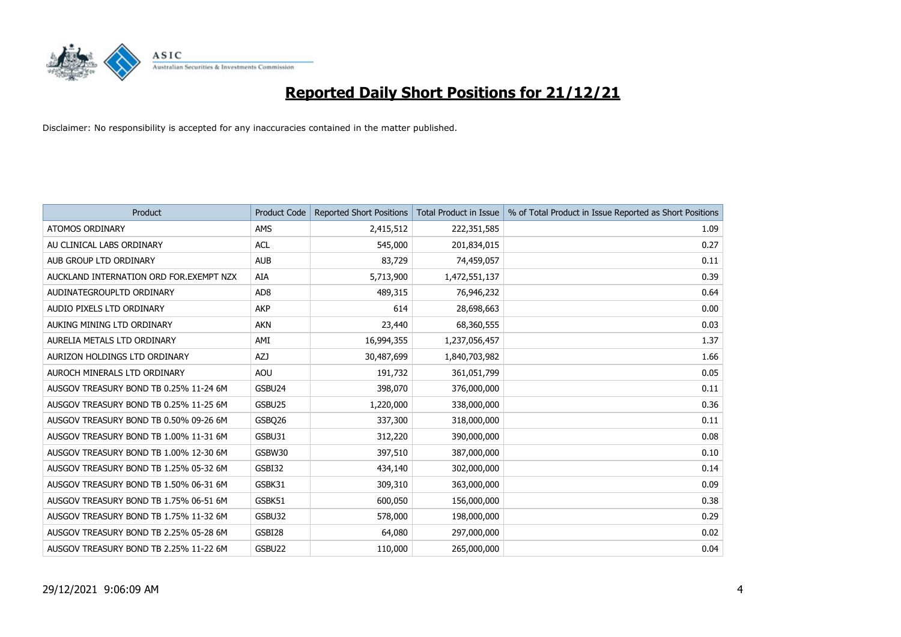# Reported Daily Short Positions for 21/12/21

Disclaimer: No responsibility is accepted for any inaccuracies contained in the matter published.

| Product | Product Code | Reported Short Positions | Total Product in Issue | % of Total Product in Issue Reported as Short Positions |
|---|---|---|---|---|
| ATOMOS ORDINARY | AMS | 2,415,512 | 222,351,585 | 1.09 |
| AU CLINICAL LABS ORDINARY | ACL | 545,000 | 201,834,015 | 0.27 |
| AUB GROUP LTD ORDINARY | AUB | 83,729 | 74,459,057 | 0.11 |
| AUCKLAND INTERNATION ORD FOR.EXEMPT NZX | AIA | 5,713,900 | 1,472,551,137 | 0.39 |
| AUDINATEGROUPLTD ORDINARY | AD8 | 489,315 | 76,946,232 | 0.64 |
| AUDIO PIXELS LTD ORDINARY | AKP | 614 | 28,698,663 | 0.00 |
| AUKING MINING LTD ORDINARY | AKN | 23,440 | 68,360,555 | 0.03 |
| AURELIA METALS LTD ORDINARY | AMI | 16,994,355 | 1,237,056,457 | 1.37 |
| AURIZON HOLDINGS LTD ORDINARY | AZJ | 30,487,699 | 1,840,703,982 | 1.66 |
| AUROCH MINERALS LTD ORDINARY | AOU | 191,732 | 361,051,799 | 0.05 |
| AUSGOV TREASURY BOND TB 0.25% 11-24 6M | GSBU24 | 398,070 | 376,000,000 | 0.11 |
| AUSGOV TREASURY BOND TB 0.25% 11-25 6M | GSBU25 | 1,220,000 | 338,000,000 | 0.36 |
| AUSGOV TREASURY BOND TB 0.50% 09-26 6M | GSBQ26 | 337,300 | 318,000,000 | 0.11 |
| AUSGOV TREASURY BOND TB 1.00% 11-31 6M | GSBU31 | 312,220 | 390,000,000 | 0.08 |
| AUSGOV TREASURY BOND TB 1.00% 12-30 6M | GSBW30 | 397,510 | 387,000,000 | 0.10 |
| AUSGOV TREASURY BOND TB 1.25% 05-32 6M | GSBI32 | 434,140 | 302,000,000 | 0.14 |
| AUSGOV TREASURY BOND TB 1.50% 06-31 6M | GSBK31 | 309,310 | 363,000,000 | 0.09 |
| AUSGOV TREASURY BOND TB 1.75% 06-51 6M | GSBK51 | 600,050 | 156,000,000 | 0.38 |
| AUSGOV TREASURY BOND TB 1.75% 11-32 6M | GSBU32 | 578,000 | 198,000,000 | 0.29 |
| AUSGOV TREASURY BOND TB 2.25% 05-28 6M | GSBI28 | 64,080 | 297,000,000 | 0.02 |
| AUSGOV TREASURY BOND TB 2.25% 11-22 6M | GSBU22 | 110,000 | 265,000,000 | 0.04 |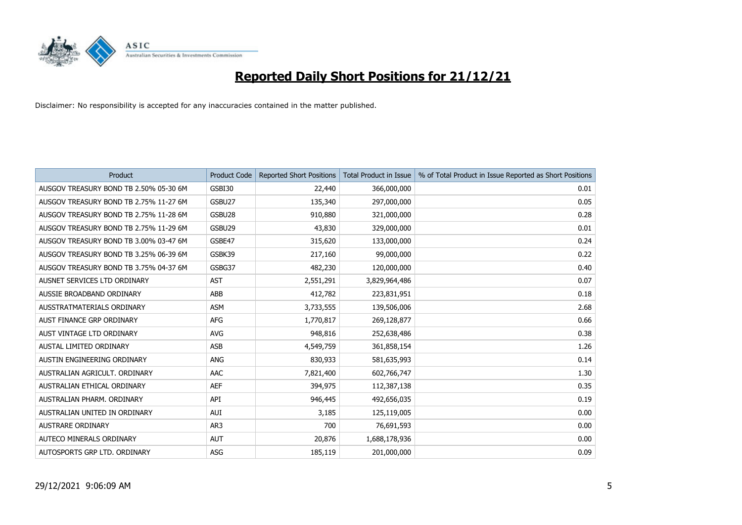# Reported Daily Short Positions for 21/12/21

Disclaimer: No responsibility is accepted for any inaccuracies contained in the matter published.

| Product | Product Code | Reported Short Positions | Total Product in Issue | % of Total Product in Issue Reported as Short Positions |
|---|---|---|---|---|
| AUSGOV TREASURY BOND TB 2.50% 05-30 6M | GSBI30 | 22,440 | 366,000,000 | 0.01 |
| AUSGOV TREASURY BOND TB 2.75% 11-27 6M | GSBU27 | 135,340 | 297,000,000 | 0.05 |
| AUSGOV TREASURY BOND TB 2.75% 11-28 6M | GSBU28 | 910,880 | 321,000,000 | 0.28 |
| AUSGOV TREASURY BOND TB 2.75% 11-29 6M | GSBU29 | 43,830 | 329,000,000 | 0.01 |
| AUSGOV TREASURY BOND TB 3.00% 03-47 6M | GSBE47 | 315,620 | 133,000,000 | 0.24 |
| AUSGOV TREASURY BOND TB 3.25% 06-39 6M | GSBK39 | 217,160 | 99,000,000 | 0.22 |
| AUSGOV TREASURY BOND TB 3.75% 04-37 6M | GSBG37 | 482,230 | 120,000,000 | 0.40 |
| AUSNET SERVICES LTD ORDINARY | AST | 2,551,291 | 3,829,964,486 | 0.07 |
| AUSSIE BROADBAND ORDINARY | ABB | 412,782 | 223,831,951 | 0.18 |
| AUSSTRATMATERIALS ORDINARY | ASM | 3,733,555 | 139,506,006 | 2.68 |
| AUST FINANCE GRP ORDINARY | AFG | 1,770,817 | 269,128,877 | 0.66 |
| AUST VINTAGE LTD ORDINARY | AVG | 948,816 | 252,638,486 | 0.38 |
| AUSTAL LIMITED ORDINARY | ASB | 4,549,759 | 361,858,154 | 1.26 |
| AUSTIN ENGINEERING ORDINARY | ANG | 830,933 | 581,635,993 | 0.14 |
| AUSTRALIAN AGRICULT. ORDINARY | AAC | 7,821,400 | 602,766,747 | 1.30 |
| AUSTRALIAN ETHICAL ORDINARY | AEF | 394,975 | 112,387,138 | 0.35 |
| AUSTRALIAN PHARM. ORDINARY | API | 946,445 | 492,656,035 | 0.19 |
| AUSTRALIAN UNITED IN ORDINARY | AUI | 3,185 | 125,119,005 | 0.00 |
| AUSTRARE ORDINARY | AR3 | 700 | 76,691,593 | 0.00 |
| AUTECO MINERALS ORDINARY | AUT | 20,876 | 1,688,178,936 | 0.00 |
| AUTOSPORTS GRP LTD. ORDINARY | ASG | 185,119 | 201,000,000 | 0.09 |

29/12/2021 9:06:09 AM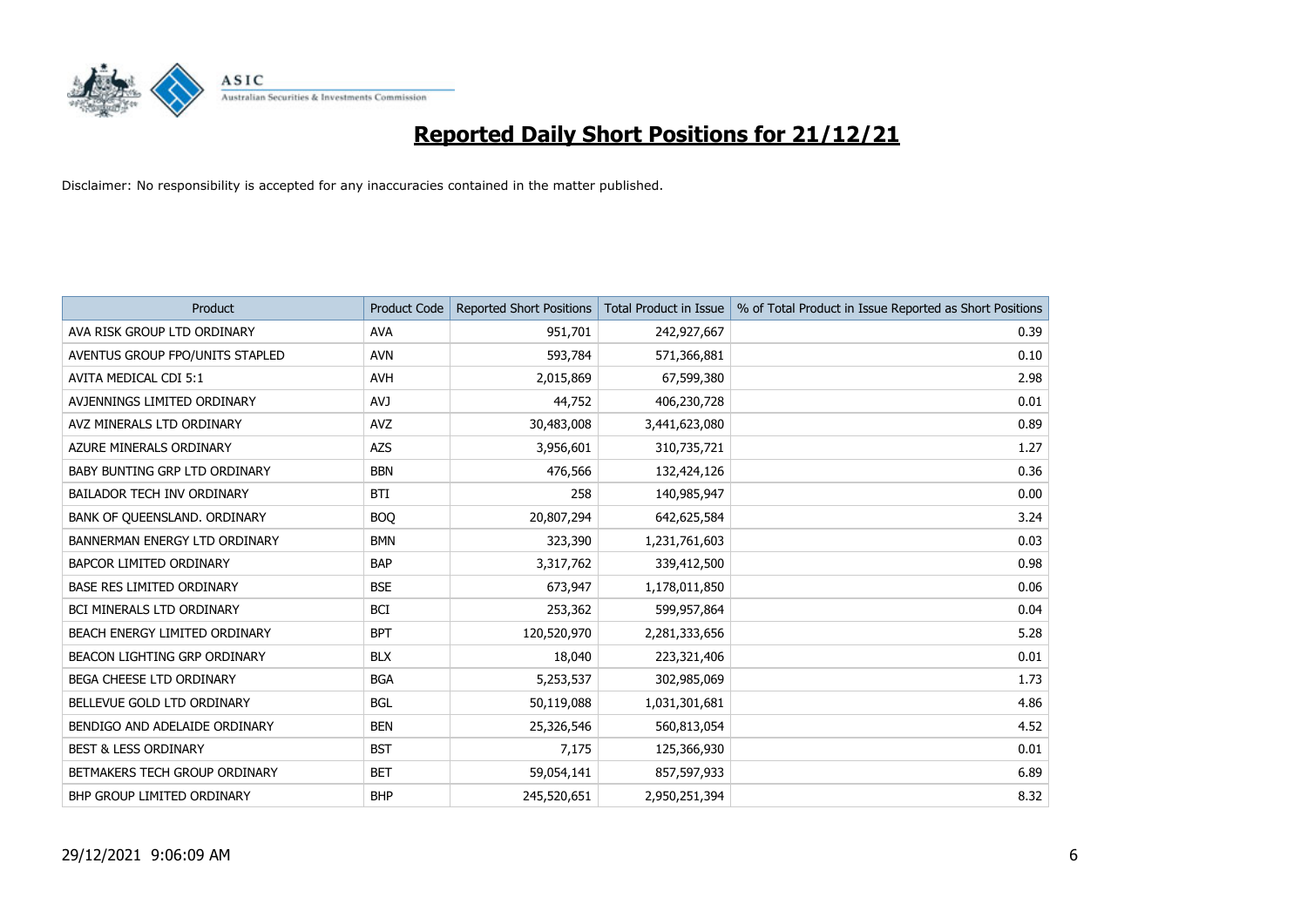# Reported Daily Short Positions for 21/12/21

Disclaimer: No responsibility is accepted for any inaccuracies contained in the matter published.

| Product | Product Code | Reported Short Positions | Total Product in Issue | % of Total Product in Issue Reported as Short Positions |
|---|---|---|---|---|
| AVA RISK GROUP LTD ORDINARY | AVA | 951,701 | 242,927,667 | 0.39 |
| AVENTUS GROUP FPO/UNITS STAPLED | AVN | 593,784 | 571,366,881 | 0.10 |
| AVITA MEDICAL CDI 5:1 | AVH | 2,015,869 | 67,599,380 | 2.98 |
| AVJENNINGS LIMITED ORDINARY | AVJ | 44,752 | 406,230,728 | 0.01 |
| AVZ MINERALS LTD ORDINARY | AVZ | 30,483,008 | 3,441,623,080 | 0.89 |
| AZURE MINERALS ORDINARY | AZS | 3,956,601 | 310,735,721 | 1.27 |
| BABY BUNTING GRP LTD ORDINARY | BBN | 476,566 | 132,424,126 | 0.36 |
| BAILADOR TECH INV ORDINARY | BTI | 258 | 140,985,947 | 0.00 |
| BANK OF QUEENSLAND. ORDINARY | BOQ | 20,807,294 | 642,625,584 | 3.24 |
| BANNERMAN ENERGY LTD ORDINARY | BMN | 323,390 | 1,231,761,603 | 0.03 |
| BAPCOR LIMITED ORDINARY | BAP | 3,317,762 | 339,412,500 | 0.98 |
| BASE RES LIMITED ORDINARY | BSE | 673,947 | 1,178,011,850 | 0.06 |
| BCI MINERALS LTD ORDINARY | BCI | 253,362 | 599,957,864 | 0.04 |
| BEACH ENERGY LIMITED ORDINARY | BPT | 120,520,970 | 2,281,333,656 | 5.28 |
| BEACON LIGHTING GRP ORDINARY | BLX | 18,040 | 223,321,406 | 0.01 |
| BEGA CHEESE LTD ORDINARY | BGA | 5,253,537 | 302,985,069 | 1.73 |
| BELLEVUE GOLD LTD ORDINARY | BGL | 50,119,088 | 1,031,301,681 | 4.86 |
| BENDIGO AND ADELAIDE ORDINARY | BEN | 25,326,546 | 560,813,054 | 4.52 |
| BEST & LESS ORDINARY | BST | 7,175 | 125,366,930 | 0.01 |
| BETMAKERS TECH GROUP ORDINARY | BET | 59,054,141 | 857,597,933 | 6.89 |
| BHP GROUP LIMITED ORDINARY | BHP | 245,520,651 | 2,950,251,394 | 8.32 |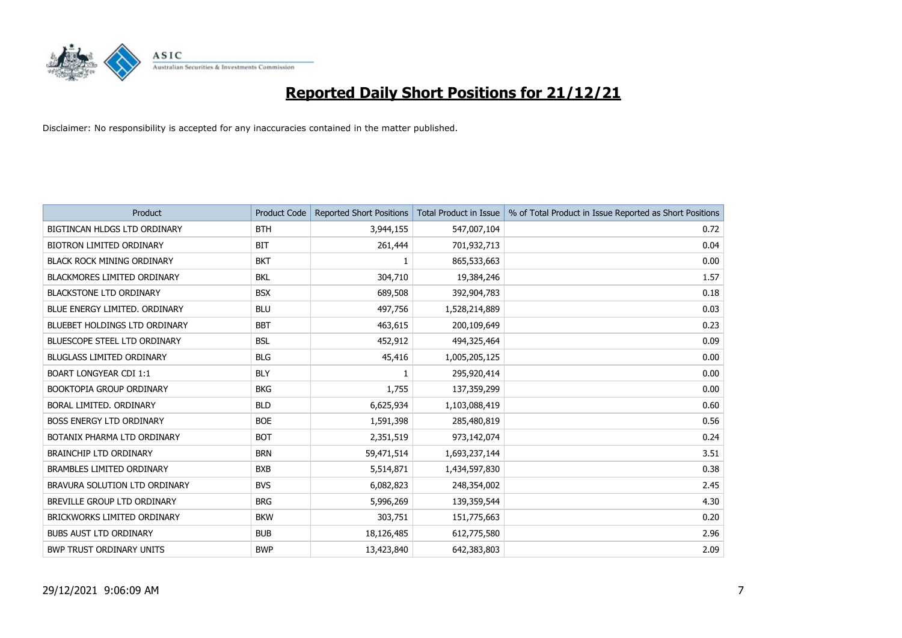# Reported Daily Short Positions for 21/12/21

Disclaimer: No responsibility is accepted for any inaccuracies contained in the matter published.

| Product | Product Code | Reported Short Positions | Total Product in Issue | % of Total Product in Issue Reported as Short Positions |
|---|---|---|---|---|
| BIGTINCAN HLDGS LTD ORDINARY | BTH | 3,944,155 | 547,007,104 | 0.72 |
| BIOTRON LIMITED ORDINARY | BIT | 261,444 | 701,932,713 | 0.04 |
| BLACK ROCK MINING ORDINARY | BKT | 1 | 865,533,663 | 0.00 |
| BLACKMORES LIMITED ORDINARY | BKL | 304,710 | 19,384,246 | 1.57 |
| BLACKSTONE LTD ORDINARY | BSX | 689,508 | 392,904,783 | 0.18 |
| BLUE ENERGY LIMITED. ORDINARY | BLU | 497,756 | 1,528,214,889 | 0.03 |
| BLUEBET HOLDINGS LTD ORDINARY | BBT | 463,615 | 200,109,649 | 0.23 |
| BLUESCOPE STEEL LTD ORDINARY | BSL | 452,912 | 494,325,464 | 0.09 |
| BLUGLASS LIMITED ORDINARY | BLG | 45,416 | 1,005,205,125 | 0.00 |
| BOART LONGYEAR CDI 1:1 | BLY | 1 | 295,920,414 | 0.00 |
| BOOKTOPIA GROUP ORDINARY | BKG | 1,755 | 137,359,299 | 0.00 |
| BORAL LIMITED. ORDINARY | BLD | 6,625,934 | 1,103,088,419 | 0.60 |
| BOSS ENERGY LTD ORDINARY | BOE | 1,591,398 | 285,480,819 | 0.56 |
| BOTANIX PHARMA LTD ORDINARY | BOT | 2,351,519 | 973,142,074 | 0.24 |
| BRAINCHIP LTD ORDINARY | BRN | 59,471,514 | 1,693,237,144 | 3.51 |
| BRAMBLES LIMITED ORDINARY | BXB | 5,514,871 | 1,434,597,830 | 0.38 |
| BRAVURA SOLUTION LTD ORDINARY | BVS | 6,082,823 | 248,354,002 | 2.45 |
| BREVILLE GROUP LTD ORDINARY | BRG | 5,996,269 | 139,359,544 | 4.30 |
| BRICKWORKS LIMITED ORDINARY | BKW | 303,751 | 151,775,663 | 0.20 |
| BUBS AUST LTD ORDINARY | BUB | 18,126,485 | 612,775,580 | 2.96 |
| BWP TRUST ORDINARY UNITS | BWP | 13,423,840 | 642,383,803 | 2.09 |

29/12/2021 9:06:09 AM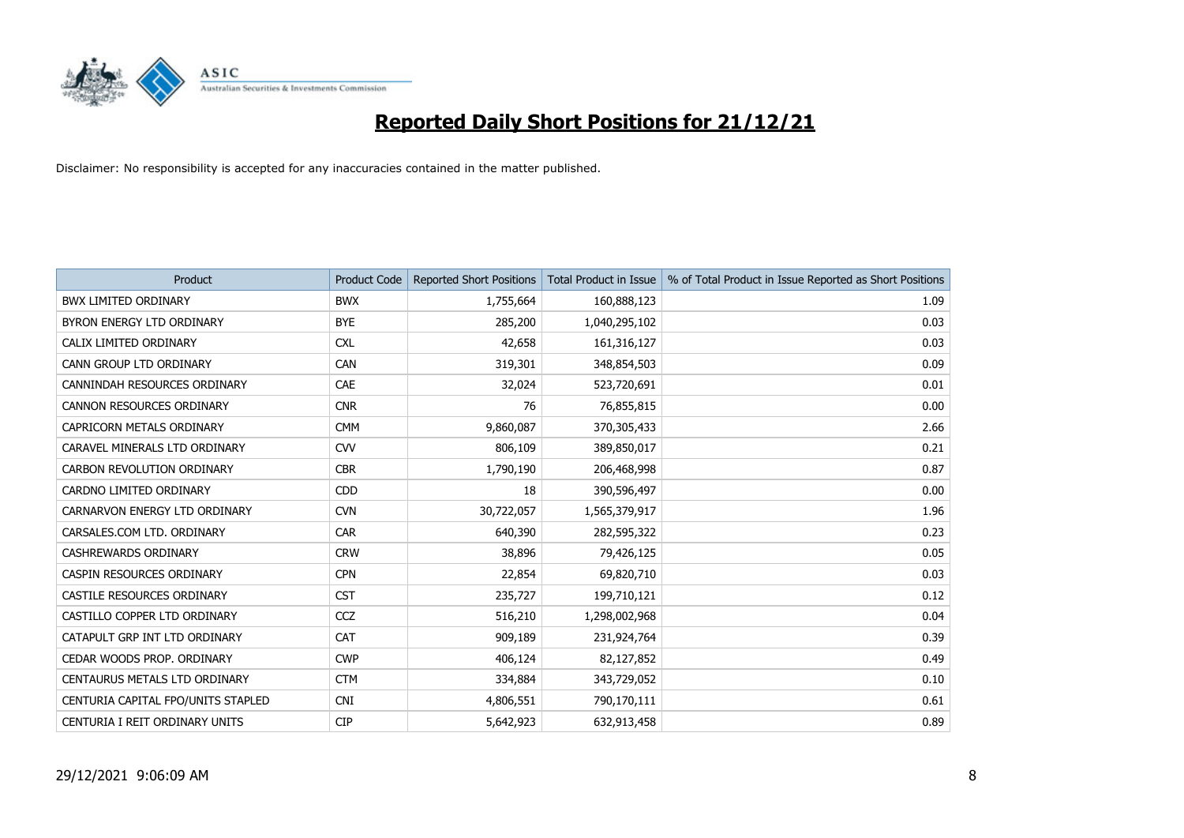# Reported Daily Short Positions for 21/12/21

Disclaimer: No responsibility is accepted for any inaccuracies contained in the matter published.

| Product | Product Code | Reported Short Positions | Total Product in Issue | % of Total Product in Issue Reported as Short Positions |
|---|---|---|---|---|
| BWX LIMITED ORDINARY | BWX | 1,755,664 | 160,888,123 | 1.09 |
| BYRON ENERGY LTD ORDINARY | BYE | 285,200 | 1,040,295,102 | 0.03 |
| CALIX LIMITED ORDINARY | CXL | 42,658 | 161,316,127 | 0.03 |
| CANN GROUP LTD ORDINARY | CAN | 319,301 | 348,854,503 | 0.09 |
| CANNINDAH RESOURCES ORDINARY | CAE | 32,024 | 523,720,691 | 0.01 |
| CANNON RESOURCES ORDINARY | CNR | 76 | 76,855,815 | 0.00 |
| CAPRICORN METALS ORDINARY | CMM | 9,860,087 | 370,305,433 | 2.66 |
| CARAVEL MINERALS LTD ORDINARY | CVV | 806,109 | 389,850,017 | 0.21 |
| CARBON REVOLUTION ORDINARY | CBR | 1,790,190 | 206,468,998 | 0.87 |
| CARDNO LIMITED ORDINARY | CDD | 18 | 390,596,497 | 0.00 |
| CARNARVON ENERGY LTD ORDINARY | CVN | 30,722,057 | 1,565,379,917 | 1.96 |
| CARSALES.COM LTD. ORDINARY | CAR | 640,390 | 282,595,322 | 0.23 |
| CASHREWARDS ORDINARY | CRW | 38,896 | 79,426,125 | 0.05 |
| CASPIN RESOURCES ORDINARY | CPN | 22,854 | 69,820,710 | 0.03 |
| CASTILE RESOURCES ORDINARY | CST | 235,727 | 199,710,121 | 0.12 |
| CASTILLO COPPER LTD ORDINARY | CCZ | 516,210 | 1,298,002,968 | 0.04 |
| CATAPULT GRP INT LTD ORDINARY | CAT | 909,189 | 231,924,764 | 0.39 |
| CEDAR WOODS PROP. ORDINARY | CWP | 406,124 | 82,127,852 | 0.49 |
| CENTAURUS METALS LTD ORDINARY | CTM | 334,884 | 343,729,052 | 0.10 |
| CENTURIA CAPITAL FPO/UNITS STAPLED | CNI | 4,806,551 | 790,170,111 | 0.61 |
| CENTURIA I REIT ORDINARY UNITS | CIP | 5,642,923 | 632,913,458 | 0.89 |

29/12/2021 9:06:09 AM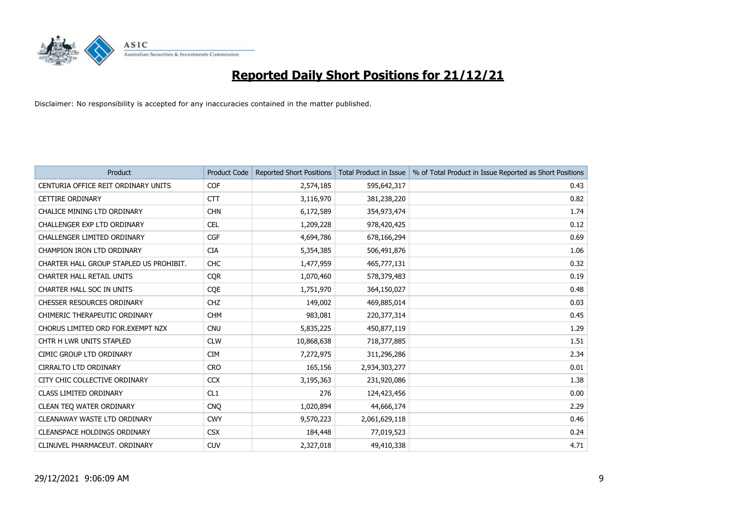# Reported Daily Short Positions for 21/12/21

Disclaimer: No responsibility is accepted for any inaccuracies contained in the matter published.

| Product | Product Code | Reported Short Positions | Total Product in Issue | % of Total Product in Issue Reported as Short Positions |
|---|---|---|---|---|
| CENTURIA OFFICE REIT ORDINARY UNITS | COF | 2,574,185 | 595,642,317 | 0.43 |
| CETTIRE ORDINARY | CTT | 3,116,970 | 381,238,220 | 0.82 |
| CHALICE MINING LTD ORDINARY | CHN | 6,172,589 | 354,973,474 | 1.74 |
| CHALLENGER EXP LTD ORDINARY | CEL | 1,209,228 | 978,420,425 | 0.12 |
| CHALLENGER LIMITED ORDINARY | CGF | 4,694,786 | 678,166,294 | 0.69 |
| CHAMPION IRON LTD ORDINARY | CIA | 5,354,385 | 506,491,876 | 1.06 |
| CHARTER HALL GROUP STAPLED US PROHIBIT. | CHC | 1,477,959 | 465,777,131 | 0.32 |
| CHARTER HALL RETAIL UNITS | CQR | 1,070,460 | 578,379,483 | 0.19 |
| CHARTER HALL SOC IN UNITS | CQE | 1,751,970 | 364,150,027 | 0.48 |
| CHESSER RESOURCES ORDINARY | CHZ | 149,002 | 469,885,014 | 0.03 |
| CHIMERIC THERAPEUTIC ORDINARY | CHM | 983,081 | 220,377,314 | 0.45 |
| CHORUS LIMITED ORD FOR.EXEMPT NZX | CNU | 5,835,225 | 450,877,119 | 1.29 |
| CHTR H LWR UNITS STAPLED | CLW | 10,868,638 | 718,377,885 | 1.51 |
| CIMIC GROUP LTD ORDINARY | CIM | 7,272,975 | 311,296,286 | 2.34 |
| CIRRALTO LTD ORDINARY | CRO | 165,156 | 2,934,303,277 | 0.01 |
| CITY CHIC COLLECTIVE ORDINARY | CCX | 3,195,363 | 231,920,086 | 1.38 |
| CLASS LIMITED ORDINARY | CL1 | 276 | 124,423,456 | 0.00 |
| CLEAN TEQ WATER ORDINARY | CNQ | 1,020,894 | 44,666,174 | 2.29 |
| CLEANAWAY WASTE LTD ORDINARY | CWY | 9,570,223 | 2,061,629,118 | 0.46 |
| CLEANSPACE HOLDINGS ORDINARY | CSX | 184,448 | 77,019,523 | 0.24 |
| CLINUVEL PHARMACEUT. ORDINARY | CUV | 2,327,018 | 49,410,338 | 4.71 |

29/12/2021 9:06:09 AM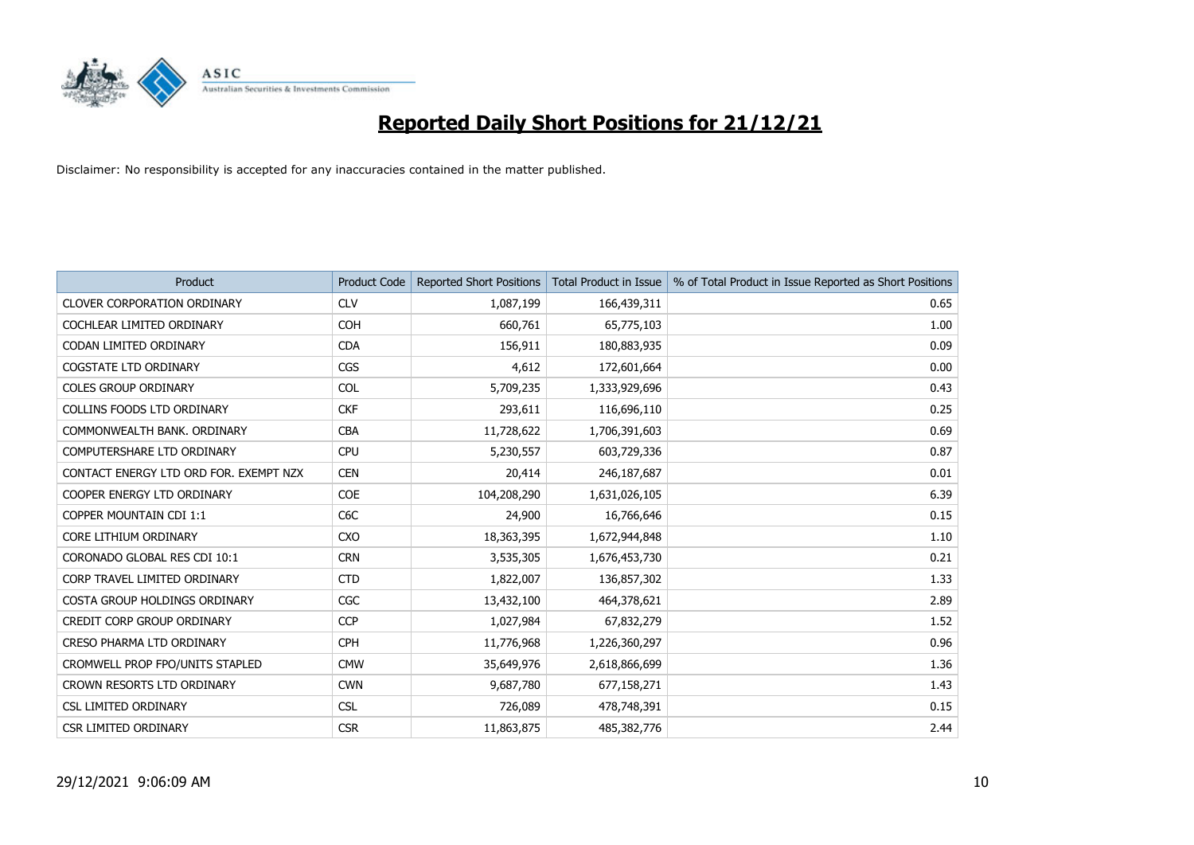# Reported Daily Short Positions for 21/12/21

Disclaimer: No responsibility is accepted for any inaccuracies contained in the matter published.

| Product | Product Code | Reported Short Positions | Total Product in Issue | % of Total Product in Issue Reported as Short Positions |
| --- | --- | --- | --- | --- |
| CLOVER CORPORATION ORDINARY | CLV | 1,087,199 | 166,439,311 | 0.65 |
| COCHLEAR LIMITED ORDINARY | COH | 660,761 | 65,775,103 | 1.00 |
| CODAN LIMITED ORDINARY | CDA | 156,911 | 180,883,935 | 0.09 |
| COGSTATE LTD ORDINARY | CGS | 4,612 | 172,601,664 | 0.00 |
| COLES GROUP ORDINARY | COL | 5,709,235 | 1,333,929,696 | 0.43 |
| COLLINS FOODS LTD ORDINARY | CKF | 293,611 | 116,696,110 | 0.25 |
| COMMONWEALTH BANK. ORDINARY | CBA | 11,728,622 | 1,706,391,603 | 0.69 |
| COMPUTERSHARE LTD ORDINARY | CPU | 5,230,557 | 603,729,336 | 0.87 |
| CONTACT ENERGY LTD ORD FOR. EXEMPT NZX | CEN | 20,414 | 246,187,687 | 0.01 |
| COOPER ENERGY LTD ORDINARY | COE | 104,208,290 | 1,631,026,105 | 6.39 |
| COPPER MOUNTAIN CDI 1:1 | C6C | 24,900 | 16,766,646 | 0.15 |
| CORE LITHIUM ORDINARY | CXO | 18,363,395 | 1,672,944,848 | 1.10 |
| CORONADO GLOBAL RES CDI 10:1 | CRN | 3,535,305 | 1,676,453,730 | 0.21 |
| CORP TRAVEL LIMITED ORDINARY | CTD | 1,822,007 | 136,857,302 | 1.33 |
| COSTA GROUP HOLDINGS ORDINARY | CGC | 13,432,100 | 464,378,621 | 2.89 |
| CREDIT CORP GROUP ORDINARY | CCP | 1,027,984 | 67,832,279 | 1.52 |
| CRESO PHARMA LTD ORDINARY | CPH | 11,776,968 | 1,226,360,297 | 0.96 |
| CROMWELL PROP FPO/UNITS STAPLED | CMW | 35,649,976 | 2,618,866,699 | 1.36 |
| CROWN RESORTS LTD ORDINARY | CWN | 9,687,780 | 677,158,271 | 1.43 |
| CSL LIMITED ORDINARY | CSL | 726,089 | 478,748,391 | 0.15 |
| CSR LIMITED ORDINARY | CSR | 11,863,875 | 485,382,776 | 2.44 |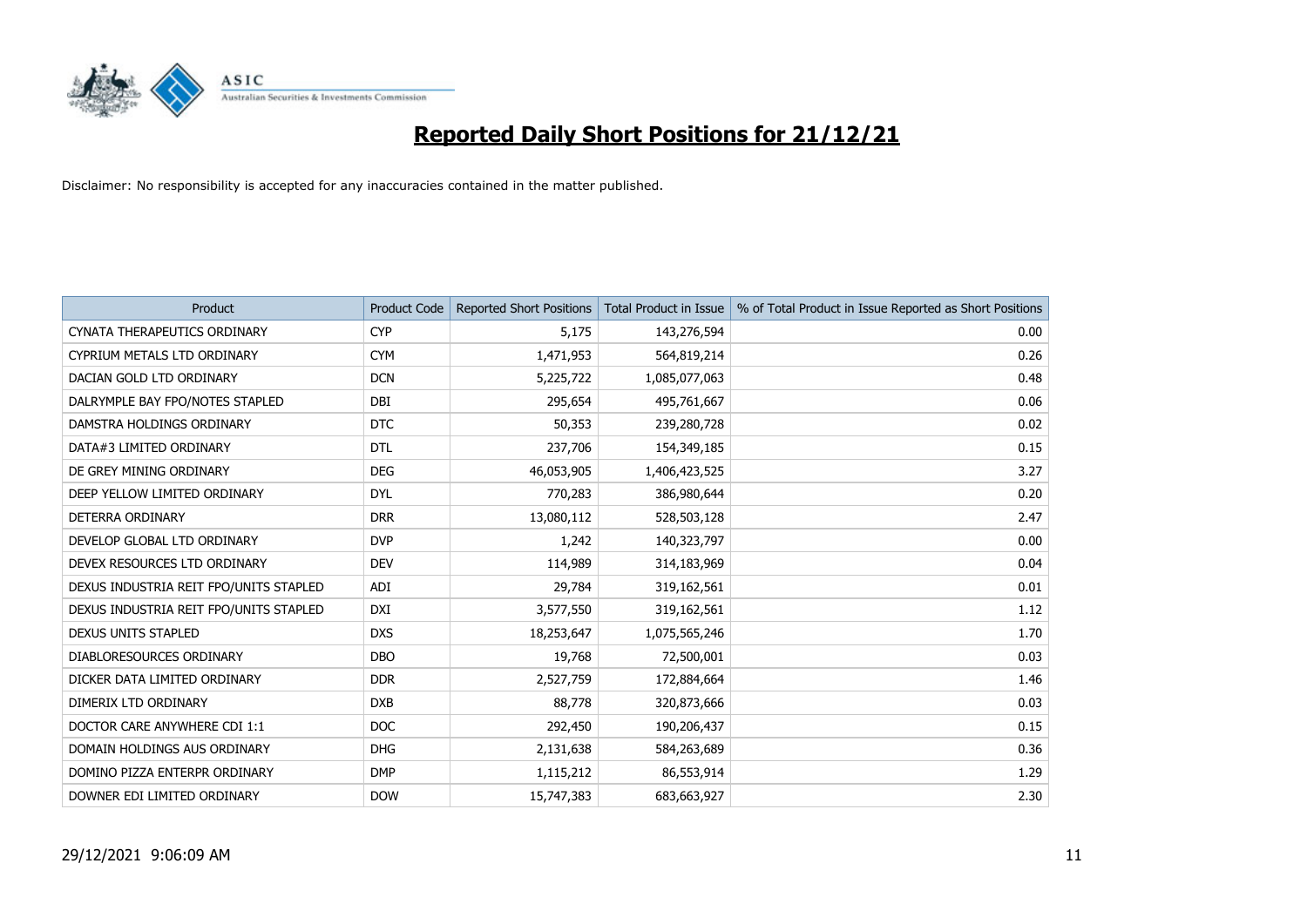# Reported Daily Short Positions for 21/12/21

Disclaimer: No responsibility is accepted for any inaccuracies contained in the matter published.

| Product | Product Code | Reported Short Positions | Total Product in Issue | % of Total Product in Issue Reported as Short Positions |
|---|---|---|---|---|
| CYNATA THERAPEUTICS ORDINARY | CYP | 5,175 | 143,276,594 | 0.00 |
| CYPRIUM METALS LTD ORDINARY | CYM | 1,471,953 | 564,819,214 | 0.26 |
| DACIAN GOLD LTD ORDINARY | DCN | 5,225,722 | 1,085,077,063 | 0.48 |
| DALRYMPLE BAY FPO/NOTES STAPLED | DBI | 295,654 | 495,761,667 | 0.06 |
| DAMSTRA HOLDINGS ORDINARY | DTC | 50,353 | 239,280,728 | 0.02 |
| DATA#3 LIMITED ORDINARY | DTL | 237,706 | 154,349,185 | 0.15 |
| DE GREY MINING ORDINARY | DEG | 46,053,905 | 1,406,423,525 | 3.27 |
| DEEP YELLOW LIMITED ORDINARY | DYL | 770,283 | 386,980,644 | 0.20 |
| DETERRA ORDINARY | DRR | 13,080,112 | 528,503,128 | 2.47 |
| DEVELOP GLOBAL LTD ORDINARY | DVP | 1,242 | 140,323,797 | 0.00 |
| DEVEX RESOURCES LTD ORDINARY | DEV | 114,989 | 314,183,969 | 0.04 |
| DEXUS INDUSTRIA REIT FPO/UNITS STAPLED | ADI | 29,784 | 319,162,561 | 0.01 |
| DEXUS INDUSTRIA REIT FPO/UNITS STAPLED | DXI | 3,577,550 | 319,162,561 | 1.12 |
| DEXUS UNITS STAPLED | DXS | 18,253,647 | 1,075,565,246 | 1.70 |
| DIABLORESOURCES ORDINARY | DBO | 19,768 | 72,500,001 | 0.03 |
| DICKER DATA LIMITED ORDINARY | DDR | 2,527,759 | 172,884,664 | 1.46 |
| DIMERIX LTD ORDINARY | DXB | 88,778 | 320,873,666 | 0.03 |
| DOCTOR CARE ANYWHERE CDI 1:1 | DOC | 292,450 | 190,206,437 | 0.15 |
| DOMAIN HOLDINGS AUS ORDINARY | DHG | 2,131,638 | 584,263,689 | 0.36 |
| DOMINO PIZZA ENTERPR ORDINARY | DMP | 1,115,212 | 86,553,914 | 1.29 |
| DOWNER EDI LIMITED ORDINARY | DOW | 15,747,383 | 683,663,927 | 2.30 |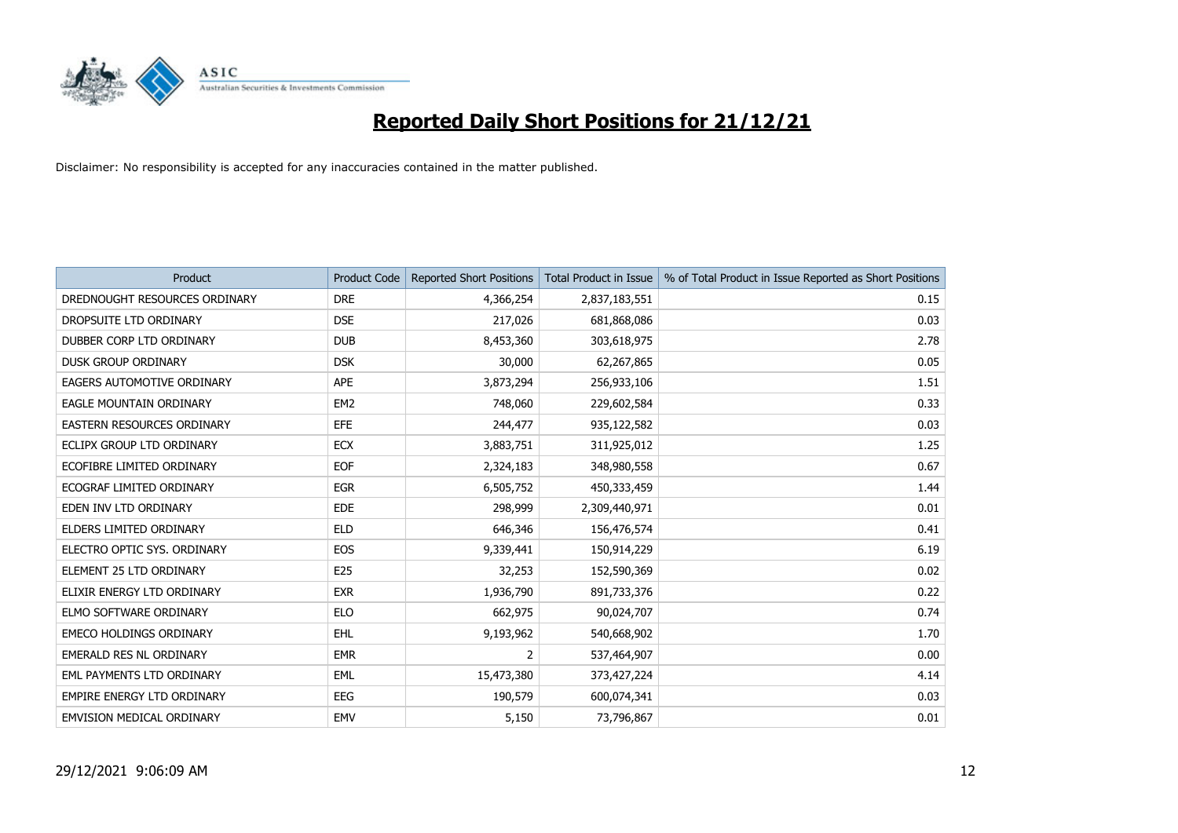# Reported Daily Short Positions for 21/12/21

Disclaimer: No responsibility is accepted for any inaccuracies contained in the matter published.

| Product | Product Code | Reported Short Positions | Total Product in Issue | % of Total Product in Issue Reported as Short Positions |
|---|---|---|---|---|
| DREDNOUGHT RESOURCES ORDINARY | DRE | 4,366,254 | 2,837,183,551 | 0.15 |
| DROPSUITE LTD ORDINARY | DSE | 217,026 | 681,868,086 | 0.03 |
| DUBBER CORP LTD ORDINARY | DUB | 8,453,360 | 303,618,975 | 2.78 |
| DUSK GROUP ORDINARY | DSK | 30,000 | 62,267,865 | 0.05 |
| EAGERS AUTOMOTIVE ORDINARY | APE | 3,873,294 | 256,933,106 | 1.51 |
| EAGLE MOUNTAIN ORDINARY | EM2 | 748,060 | 229,602,584 | 0.33 |
| EASTERN RESOURCES ORDINARY | EFE | 244,477 | 935,122,582 | 0.03 |
| ECLIPX GROUP LTD ORDINARY | ECX | 3,883,751 | 311,925,012 | 1.25 |
| ECOFIBRE LIMITED ORDINARY | EOF | 2,324,183 | 348,980,558 | 0.67 |
| ECOGRAF LIMITED ORDINARY | EGR | 6,505,752 | 450,333,459 | 1.44 |
| EDEN INV LTD ORDINARY | EDE | 298,999 | 2,309,440,971 | 0.01 |
| ELDERS LIMITED ORDINARY | ELD | 646,346 | 156,476,574 | 0.41 |
| ELECTRO OPTIC SYS. ORDINARY | EOS | 9,339,441 | 150,914,229 | 6.19 |
| ELEMENT 25 LTD ORDINARY | E25 | 32,253 | 152,590,369 | 0.02 |
| ELIXIR ENERGY LTD ORDINARY | EXR | 1,936,790 | 891,733,376 | 0.22 |
| ELMO SOFTWARE ORDINARY | ELO | 662,975 | 90,024,707 | 0.74 |
| EMECO HOLDINGS ORDINARY | EHL | 9,193,962 | 540,668,902 | 1.70 |
| EMERALD RES NL ORDINARY | EMR | 2 | 537,464,907 | 0.00 |
| EML PAYMENTS LTD ORDINARY | EML | 15,473,380 | 373,427,224 | 4.14 |
| EMPIRE ENERGY LTD ORDINARY | EEG | 190,579 | 600,074,341 | 0.03 |
| EMVISION MEDICAL ORDINARY | EMV | 5,150 | 73,796,867 | 0.01 |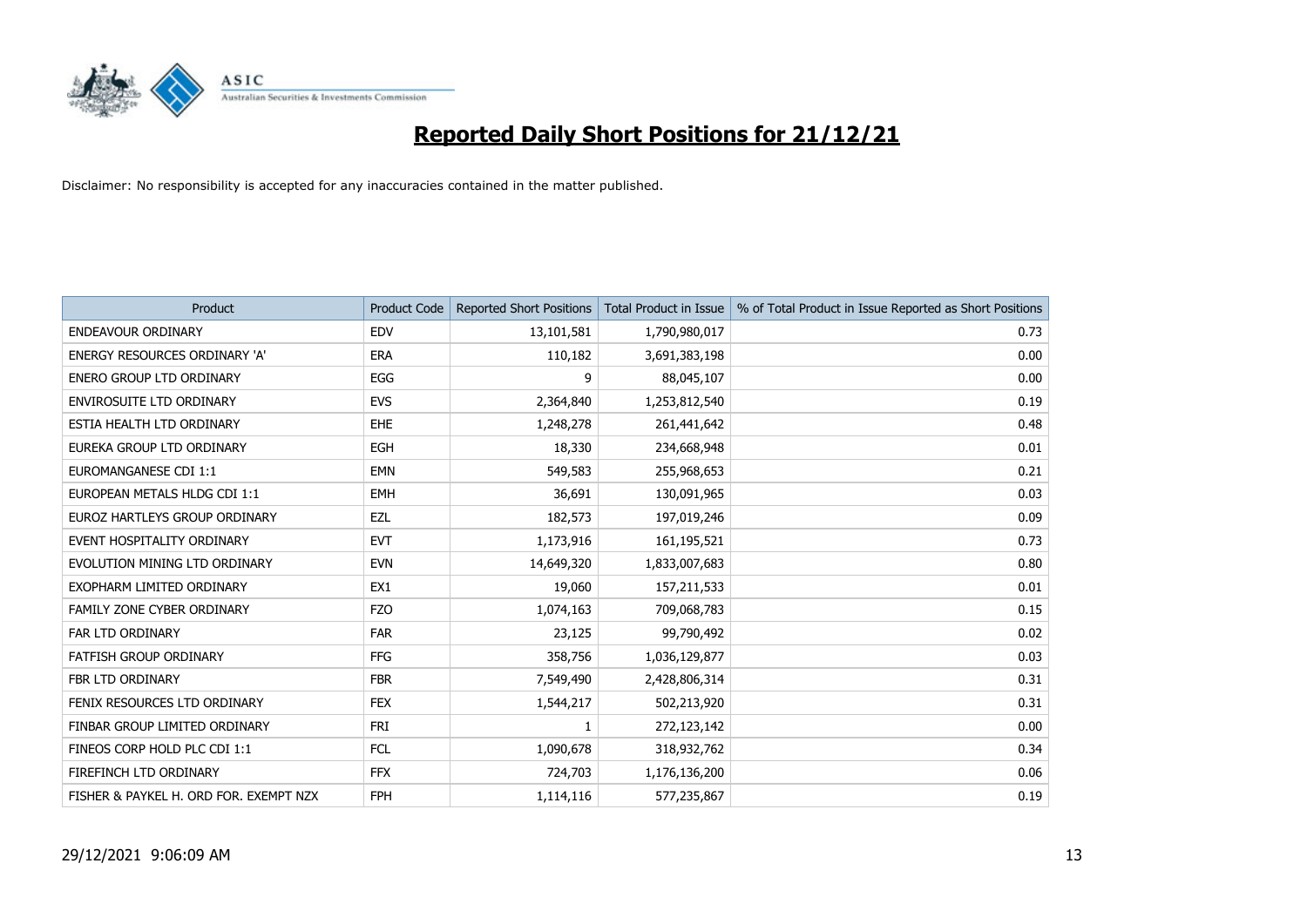# Reported Daily Short Positions for 21/12/21

Disclaimer: No responsibility is accepted for any inaccuracies contained in the matter published.

| Product | Product Code | Reported Short Positions | Total Product in Issue | % of Total Product in Issue Reported as Short Positions |
|---|---|---|---|---|
| ENDEAVOUR ORDINARY | EDV | 13,101,581 | 1,790,980,017 | 0.73 |
| ENERGY RESOURCES ORDINARY 'A' | ERA | 110,182 | 3,691,383,198 | 0.00 |
| ENERO GROUP LTD ORDINARY | EGG | 9 | 88,045,107 | 0.00 |
| ENVIROSUITE LTD ORDINARY | EVS | 2,364,840 | 1,253,812,540 | 0.19 |
| ESTIA HEALTH LTD ORDINARY | EHE | 1,248,278 | 261,441,642 | 0.48 |
| EUREKA GROUP LTD ORDINARY | EGH | 18,330 | 234,668,948 | 0.01 |
| EUROMANGANESE CDI 1:1 | EMN | 549,583 | 255,968,653 | 0.21 |
| EUROPEAN METALS HLDG CDI 1:1 | EMH | 36,691 | 130,091,965 | 0.03 |
| EUROZ HARTLEYS GROUP ORDINARY | EZL | 182,573 | 197,019,246 | 0.09 |
| EVENT HOSPITALITY ORDINARY | EVT | 1,173,916 | 161,195,521 | 0.73 |
| EVOLUTION MINING LTD ORDINARY | EVN | 14,649,320 | 1,833,007,683 | 0.80 |
| EXOPHARM LIMITED ORDINARY | EX1 | 19,060 | 157,211,533 | 0.01 |
| FAMILY ZONE CYBER ORDINARY | FZO | 1,074,163 | 709,068,783 | 0.15 |
| FAR LTD ORDINARY | FAR | 23,125 | 99,790,492 | 0.02 |
| FATFISH GROUP ORDINARY | FFG | 358,756 | 1,036,129,877 | 0.03 |
| FBR LTD ORDINARY | FBR | 7,549,490 | 2,428,806,314 | 0.31 |
| FENIX RESOURCES LTD ORDINARY | FEX | 1,544,217 | 502,213,920 | 0.31 |
| FINBAR GROUP LIMITED ORDINARY | FRI | 1 | 272,123,142 | 0.00 |
| FINEOS CORP HOLD PLC CDI 1:1 | FCL | 1,090,678 | 318,932,762 | 0.34 |
| FIREFINCH LTD ORDINARY | FFX | 724,703 | 1,176,136,200 | 0.06 |
| FISHER & PAYKEL H. ORD FOR. EXEMPT NZX | FPH | 1,114,116 | 577,235,867 | 0.19 |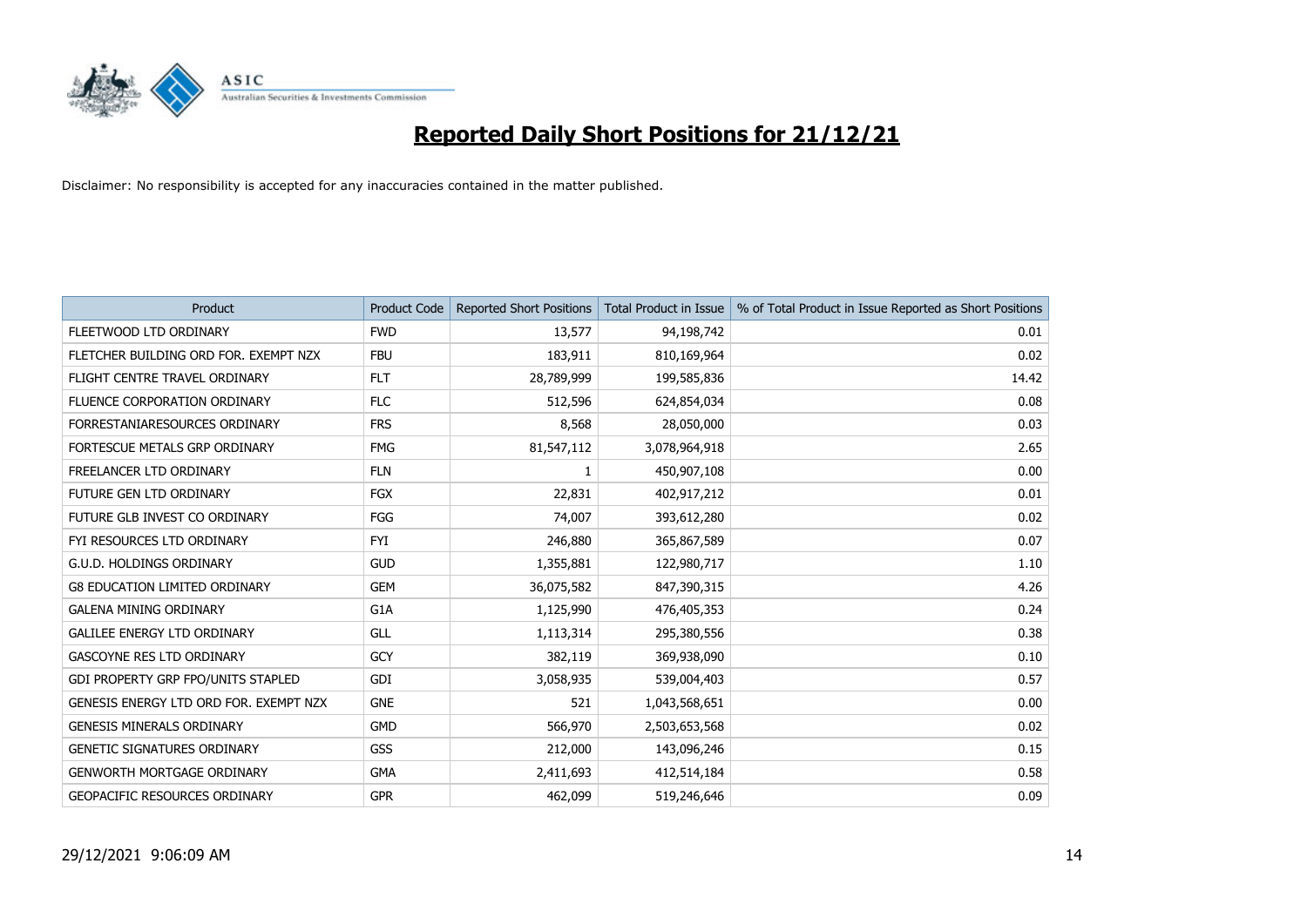# Reported Daily Short Positions for 21/12/21

Disclaimer: No responsibility is accepted for any inaccuracies contained in the matter published.

| Product | Product Code | Reported Short Positions | Total Product in Issue | % of Total Product in Issue Reported as Short Positions |
|---|---|---|---|---|
| FLEETWOOD LTD ORDINARY | FWD | 13,577 | 94,198,742 | 0.01 |
| FLETCHER BUILDING ORD FOR. EXEMPT NZX | FBU | 183,911 | 810,169,964 | 0.02 |
| FLIGHT CENTRE TRAVEL ORDINARY | FLT | 28,789,999 | 199,585,836 | 14.42 |
| FLUENCE CORPORATION ORDINARY | FLC | 512,596 | 624,854,034 | 0.08 |
| FORRESTANIARESOURCES ORDINARY | FRS | 8,568 | 28,050,000 | 0.03 |
| FORTESCUE METALS GRP ORDINARY | FMG | 81,547,112 | 3,078,964,918 | 2.65 |
| FREELANCER LTD ORDINARY | FLN | 1 | 450,907,108 | 0.00 |
| FUTURE GEN LTD ORDINARY | FGX | 22,831 | 402,917,212 | 0.01 |
| FUTURE GLB INVEST CO ORDINARY | FGG | 74,007 | 393,612,280 | 0.02 |
| FYI RESOURCES LTD ORDINARY | FYI | 246,880 | 365,867,589 | 0.07 |
| G.U.D. HOLDINGS ORDINARY | GUD | 1,355,881 | 122,980,717 | 1.10 |
| G8 EDUCATION LIMITED ORDINARY | GEM | 36,075,582 | 847,390,315 | 4.26 |
| GALENA MINING ORDINARY | G1A | 1,125,990 | 476,405,353 | 0.24 |
| GALILEE ENERGY LTD ORDINARY | GLL | 1,113,314 | 295,380,556 | 0.38 |
| GASCOYNE RES LTD ORDINARY | GCY | 382,119 | 369,938,090 | 0.10 |
| GDI PROPERTY GRP FPO/UNITS STAPLED | GDI | 3,058,935 | 539,004,403 | 0.57 |
| GENESIS ENERGY LTD ORD FOR. EXEMPT NZX | GNE | 521 | 1,043,568,651 | 0.00 |
| GENESIS MINERALS ORDINARY | GMD | 566,970 | 2,503,653,568 | 0.02 |
| GENETIC SIGNATURES ORDINARY | GSS | 212,000 | 143,096,246 | 0.15 |
| GENWORTH MORTGAGE ORDINARY | GMA | 2,411,693 | 412,514,184 | 0.58 |
| GEOPACIFIC RESOURCES ORDINARY | GPR | 462,099 | 519,246,646 | 0.09 |

29/12/2021 9:06:09 AM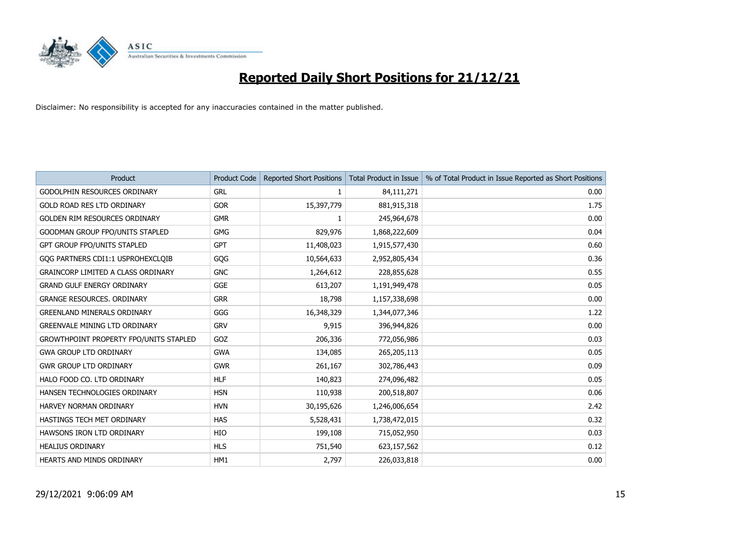# Reported Daily Short Positions for 21/12/21

Disclaimer: No responsibility is accepted for any inaccuracies contained in the matter published.

| Product | Product Code | Reported Short Positions | Total Product in Issue | % of Total Product in Issue Reported as Short Positions |
|---|---|---|---|---|
| GODOLPHIN RESOURCES ORDINARY | GRL | 1 | 84,111,271 | 0.00 |
| GOLD ROAD RES LTD ORDINARY | GOR | 15,397,779 | 881,915,318 | 1.75 |
| GOLDEN RIM RESOURCES ORDINARY | GMR | 1 | 245,964,678 | 0.00 |
| GOODMAN GROUP FPO/UNITS STAPLED | GMG | 829,976 | 1,868,222,609 | 0.04 |
| GPT GROUP FPO/UNITS STAPLED | GPT | 11,408,023 | 1,915,577,430 | 0.60 |
| GQG PARTNERS CDI1:1 USPROHEXCLQIB | GQG | 10,564,633 | 2,952,805,434 | 0.36 |
| GRAINCORP LIMITED A CLASS ORDINARY | GNC | 1,264,612 | 228,855,628 | 0.55 |
| GRAND GULF ENERGY ORDINARY | GGE | 613,207 | 1,191,949,478 | 0.05 |
| GRANGE RESOURCES. ORDINARY | GRR | 18,798 | 1,157,338,698 | 0.00 |
| GREENLAND MINERALS ORDINARY | GGG | 16,348,329 | 1,344,077,346 | 1.22 |
| GREENVALE MINING LTD ORDINARY | GRV | 9,915 | 396,944,826 | 0.00 |
| GROWTHPOINT PROPERTY FPO/UNITS STAPLED | GOZ | 206,336 | 772,056,986 | 0.03 |
| GWA GROUP LTD ORDINARY | GWA | 134,085 | 265,205,113 | 0.05 |
| GWR GROUP LTD ORDINARY | GWR | 261,167 | 302,786,443 | 0.09 |
| HALO FOOD CO. LTD ORDINARY | HLF | 140,823 | 274,096,482 | 0.05 |
| HANSEN TECHNOLOGIES ORDINARY | HSN | 110,938 | 200,518,807 | 0.06 |
| HARVEY NORMAN ORDINARY | HVN | 30,195,626 | 1,246,006,654 | 2.42 |
| HASTINGS TECH MET ORDINARY | HAS | 5,528,431 | 1,738,472,015 | 0.32 |
| HAWSONS IRON LTD ORDINARY | HIO | 199,108 | 715,052,950 | 0.03 |
| HEALIUS ORDINARY | HLS | 751,540 | 623,157,562 | 0.12 |
| HEARTS AND MINDS ORDINARY | HM1 | 2,797 | 226,033,818 | 0.00 |

29/12/2021 9:06:09 AM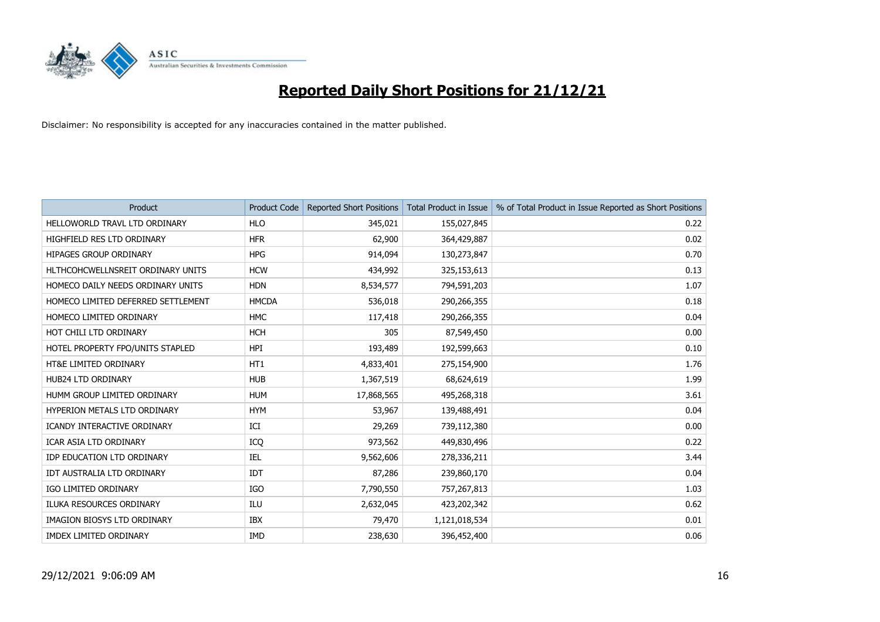# Reported Daily Short Positions for 21/12/21

Disclaimer: No responsibility is accepted for any inaccuracies contained in the matter published.

| Product | Product Code | Reported Short Positions | Total Product in Issue | % of Total Product in Issue Reported as Short Positions |
| --- | --- | --- | --- | --- |
| HELLOWORLD TRAVL LTD ORDINARY | HLO | 345,021 | 155,027,845 | 0.22 |
| HIGHFIELD RES LTD ORDINARY | HFR | 62,900 | 364,429,887 | 0.02 |
| HIPAGES GROUP ORDINARY | HPG | 914,094 | 130,273,847 | 0.70 |
| HLTHCOHCWELLNSREIT ORDINARY UNITS | HCW | 434,992 | 325,153,613 | 0.13 |
| HOMECO DAILY NEEDS ORDINARY UNITS | HDN | 8,534,577 | 794,591,203 | 1.07 |
| HOMECO LIMITED DEFERRED SETTLEMENT | HMCDA | 536,018 | 290,266,355 | 0.18 |
| HOMECO LIMITED ORDINARY | HMC | 117,418 | 290,266,355 | 0.04 |
| HOT CHILI LTD ORDINARY | HCH | 305 | 87,549,450 | 0.00 |
| HOTEL PROPERTY FPO/UNITS STAPLED | HPI | 193,489 | 192,599,663 | 0.10 |
| HT&E LIMITED ORDINARY | HT1 | 4,833,401 | 275,154,900 | 1.76 |
| HUB24 LTD ORDINARY | HUB | 1,367,519 | 68,624,619 | 1.99 |
| HUMM GROUP LIMITED ORDINARY | HUM | 17,868,565 | 495,268,318 | 3.61 |
| HYPERION METALS LTD ORDINARY | HYM | 53,967 | 139,488,491 | 0.04 |
| ICANDY INTERACTIVE ORDINARY | ICI | 29,269 | 739,112,380 | 0.00 |
| ICAR ASIA LTD ORDINARY | ICQ | 973,562 | 449,830,496 | 0.22 |
| IDP EDUCATION LTD ORDINARY | IEL | 9,562,606 | 278,336,211 | 3.44 |
| IDT AUSTRALIA LTD ORDINARY | IDT | 87,286 | 239,860,170 | 0.04 |
| IGO LIMITED ORDINARY | IGO | 7,790,550 | 757,267,813 | 1.03 |
| ILUKA RESOURCES ORDINARY | ILU | 2,632,045 | 423,202,342 | 0.62 |
| IMAGION BIOSYS LTD ORDINARY | IBX | 79,470 | 1,121,018,534 | 0.01 |
| IMDEX LIMITED ORDINARY | IMD | 238,630 | 396,452,400 | 0.06 |

29/12/2021 9:06:09 AM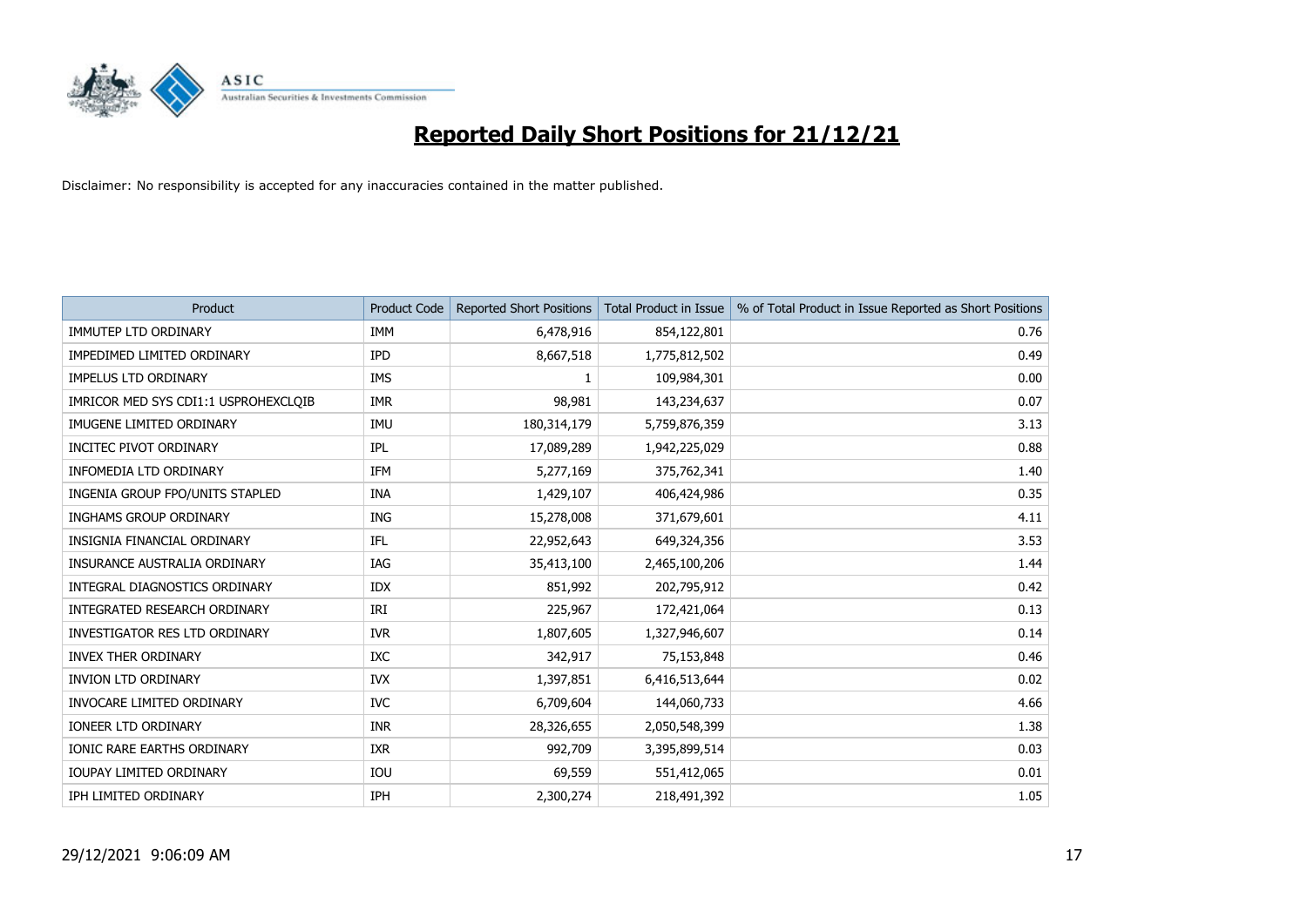# Reported Daily Short Positions for 21/12/21

Disclaimer: No responsibility is accepted for any inaccuracies contained in the matter published.

| Product | Product Code | Reported Short Positions | Total Product in Issue | % of Total Product in Issue Reported as Short Positions |
|---|---|---|---|---|
| IMMUTEP LTD ORDINARY | IMM | 6,478,916 | 854,122,801 | 0.76 |
| IMPEDIMED LIMITED ORDINARY | IPD | 8,667,518 | 1,775,812,502 | 0.49 |
| IMPELUS LTD ORDINARY | IMS | 1 | 109,984,301 | 0.00 |
| IMRICOR MED SYS CDI1:1 USPROHEXCLQIB | IMR | 98,981 | 143,234,637 | 0.07 |
| IMUGENE LIMITED ORDINARY | IMU | 180,314,179 | 5,759,876,359 | 3.13 |
| INCITEC PIVOT ORDINARY | IPL | 17,089,289 | 1,942,225,029 | 0.88 |
| INFOMEDIA LTD ORDINARY | IFM | 5,277,169 | 375,762,341 | 1.40 |
| INGENIA GROUP FPO/UNITS STAPLED | INA | 1,429,107 | 406,424,986 | 0.35 |
| INGHAMS GROUP ORDINARY | ING | 15,278,008 | 371,679,601 | 4.11 |
| INSIGNIA FINANCIAL ORDINARY | IFL | 22,952,643 | 649,324,356 | 3.53 |
| INSURANCE AUSTRALIA ORDINARY | IAG | 35,413,100 | 2,465,100,206 | 1.44 |
| INTEGRAL DIAGNOSTICS ORDINARY | IDX | 851,992 | 202,795,912 | 0.42 |
| INTEGRATED RESEARCH ORDINARY | IRI | 225,967 | 172,421,064 | 0.13 |
| INVESTIGATOR RES LTD ORDINARY | IVR | 1,807,605 | 1,327,946,607 | 0.14 |
| INVEX THER ORDINARY | IXC | 342,917 | 75,153,848 | 0.46 |
| INVION LTD ORDINARY | IVX | 1,397,851 | 6,416,513,644 | 0.02 |
| INVOCARE LIMITED ORDINARY | IVC | 6,709,604 | 144,060,733 | 4.66 |
| IONEER LTD ORDINARY | INR | 28,326,655 | 2,050,548,399 | 1.38 |
| IONIC RARE EARTHS ORDINARY | IXR | 992,709 | 3,395,899,514 | 0.03 |
| IOUPAY LIMITED ORDINARY | IOU | 69,559 | 551,412,065 | 0.01 |
| IPH LIMITED ORDINARY | IPH | 2,300,274 | 218,491,392 | 1.05 |

29/12/2021 9:06:09 AM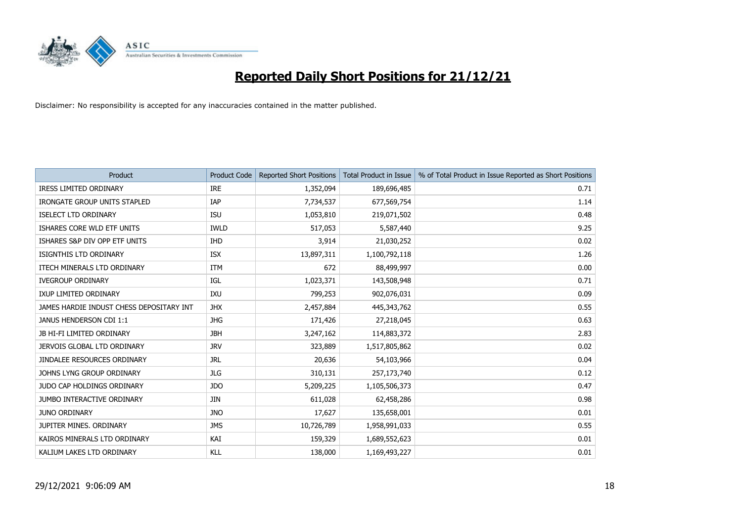# Reported Daily Short Positions for 21/12/21

Disclaimer: No responsibility is accepted for any inaccuracies contained in the matter published.

| Product | Product Code | Reported Short Positions | Total Product in Issue | % of Total Product in Issue Reported as Short Positions |
|---|---|---|---|---|
| IRESS LIMITED ORDINARY | IRE | 1,352,094 | 189,696,485 | 0.71 |
| IRONGATE GROUP UNITS STAPLED | IAP | 7,734,537 | 677,569,754 | 1.14 |
| ISELECT LTD ORDINARY | ISU | 1,053,810 | 219,071,502 | 0.48 |
| ISHARES CORE WLD ETF UNITS | IWLD | 517,053 | 5,587,440 | 9.25 |
| ISHARES S&P DIV OPP ETF UNITS | IHD | 3,914 | 21,030,252 | 0.02 |
| ISIGNTHIS LTD ORDINARY | ISX | 13,897,311 | 1,100,792,118 | 1.26 |
| ITECH MINERALS LTD ORDINARY | ITM | 672 | 88,499,997 | 0.00 |
| IVEGROUP ORDINARY | IGL | 1,023,371 | 143,508,948 | 0.71 |
| IXUP LIMITED ORDINARY | IXU | 799,253 | 902,076,031 | 0.09 |
| JAMES HARDIE INDUST CHESS DEPOSITARY INT | JHX | 2,457,884 | 445,343,762 | 0.55 |
| JANUS HENDERSON CDI 1:1 | JHG | 171,426 | 27,218,045 | 0.63 |
| JB HI-FI LIMITED ORDINARY | JBH | 3,247,162 | 114,883,372 | 2.83 |
| JERVOIS GLOBAL LTD ORDINARY | JRV | 323,889 | 1,517,805,862 | 0.02 |
| JINDALEE RESOURCES ORDINARY | JRL | 20,636 | 54,103,966 | 0.04 |
| JOHNS LYNG GROUP ORDINARY | JLG | 310,131 | 257,173,740 | 0.12 |
| JUDO CAP HOLDINGS ORDINARY | JDO | 5,209,225 | 1,105,506,373 | 0.47 |
| JUMBO INTERACTIVE ORDINARY | JIN | 611,028 | 62,458,286 | 0.98 |
| JUNO ORDINARY | JNO | 17,627 | 135,658,001 | 0.01 |
| JUPITER MINES. ORDINARY | JMS | 10,726,789 | 1,958,991,033 | 0.55 |
| KAIROS MINERALS LTD ORDINARY | KAI | 159,329 | 1,689,552,623 | 0.01 |
| KALIUM LAKES LTD ORDINARY | KLL | 138,000 | 1,169,493,227 | 0.01 |

29/12/2021 9:06:09 AM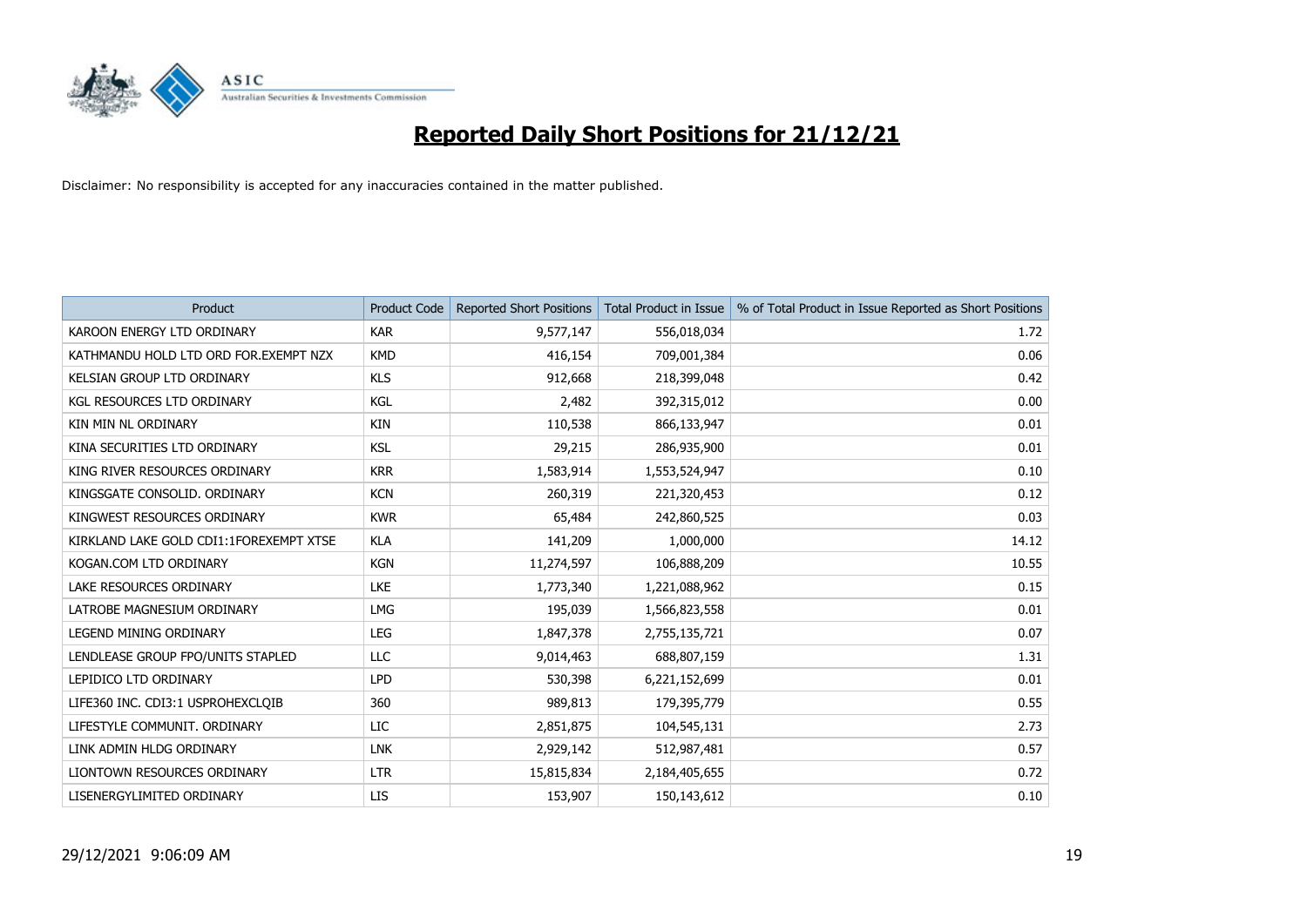# Reported Daily Short Positions for 21/12/21

Disclaimer: No responsibility is accepted for any inaccuracies contained in the matter published.

| Product | Product Code | Reported Short Positions | Total Product in Issue | % of Total Product in Issue Reported as Short Positions |
|---|---|---|---|---|
| KAROON ENERGY LTD ORDINARY | KAR | 9,577,147 | 556,018,034 | 1.72 |
| KATHMANDU HOLD LTD ORD FOR.EXEMPT NZX | KMD | 416,154 | 709,001,384 | 0.06 |
| KELSIAN GROUP LTD ORDINARY | KLS | 912,668 | 218,399,048 | 0.42 |
| KGL RESOURCES LTD ORDINARY | KGL | 2,482 | 392,315,012 | 0.00 |
| KIN MIN NL ORDINARY | KIN | 110,538 | 866,133,947 | 0.01 |
| KINA SECURITIES LTD ORDINARY | KSL | 29,215 | 286,935,900 | 0.01 |
| KING RIVER RESOURCES ORDINARY | KRR | 1,583,914 | 1,553,524,947 | 0.10 |
| KINGSGATE CONSOLID. ORDINARY | KCN | 260,319 | 221,320,453 | 0.12 |
| KINGWEST RESOURCES ORDINARY | KWR | 65,484 | 242,860,525 | 0.03 |
| KIRKLAND LAKE GOLD CDI1:1FOREXEMPT XTSE | KLA | 141,209 | 1,000,000 | 14.12 |
| KOGAN.COM LTD ORDINARY | KGN | 11,274,597 | 106,888,209 | 10.55 |
| LAKE RESOURCES ORDINARY | LKE | 1,773,340 | 1,221,088,962 | 0.15 |
| LATROBE MAGNESIUM ORDINARY | LMG | 195,039 | 1,566,823,558 | 0.01 |
| LEGEND MINING ORDINARY | LEG | 1,847,378 | 2,755,135,721 | 0.07 |
| LENDLEASE GROUP FPO/UNITS STAPLED | LLC | 9,014,463 | 688,807,159 | 1.31 |
| LEPIDICO LTD ORDINARY | LPD | 530,398 | 6,221,152,699 | 0.01 |
| LIFE360 INC. CDI3:1 USPROHEXCLQIB | 360 | 989,813 | 179,395,779 | 0.55 |
| LIFESTYLE COMMUNIT. ORDINARY | LIC | 2,851,875 | 104,545,131 | 2.73 |
| LINK ADMIN HLDG ORDINARY | LNK | 2,929,142 | 512,987,481 | 0.57 |
| LIONTOWN RESOURCES ORDINARY | LTR | 15,815,834 | 2,184,405,655 | 0.72 |
| LISENERGYLIMITED ORDINARY | LIS | 153,907 | 150,143,612 | 0.10 |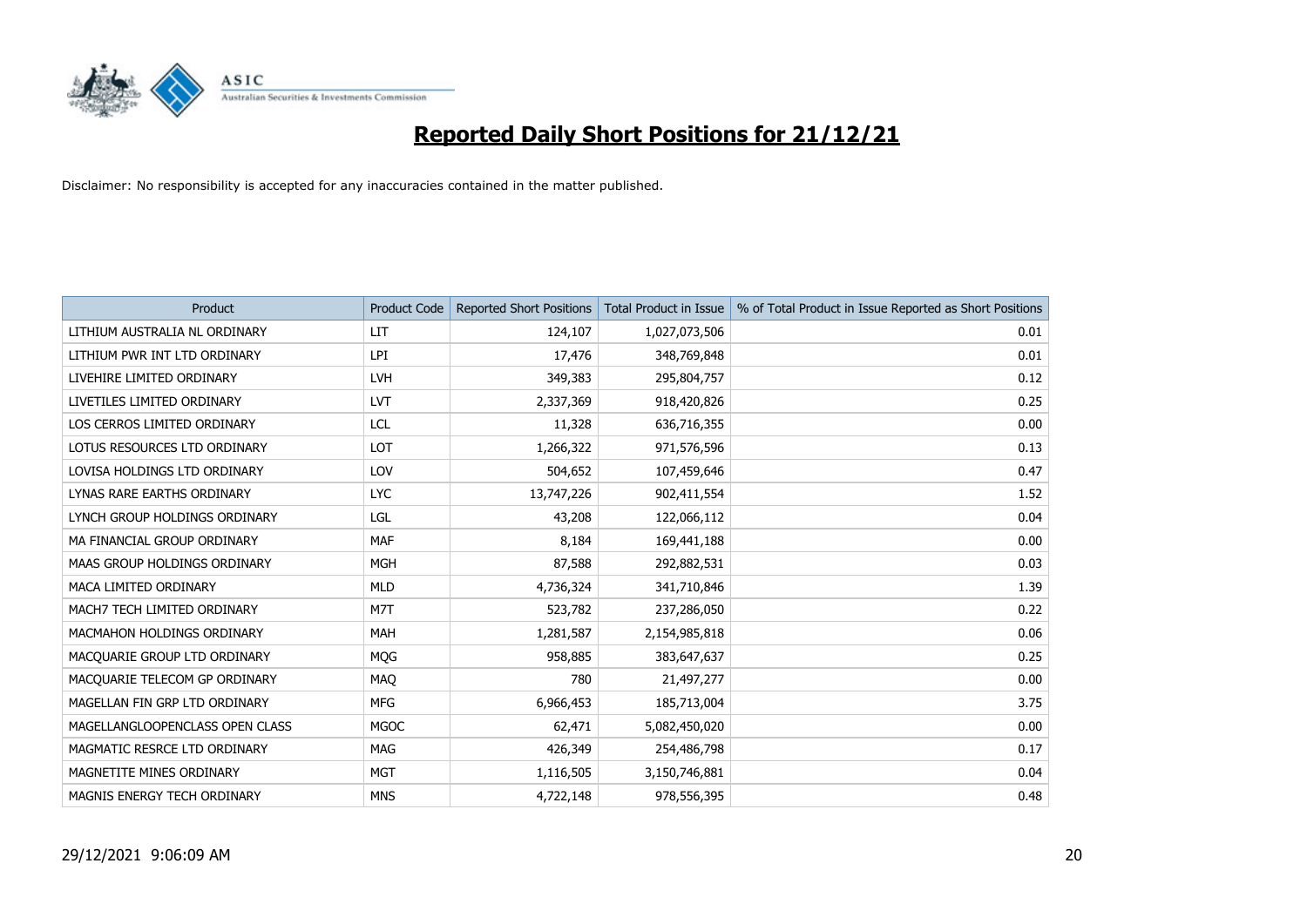# Reported Daily Short Positions for 21/12/21

Disclaimer: No responsibility is accepted for any inaccuracies contained in the matter published.

| Product | Product Code | Reported Short Positions | Total Product in Issue | % of Total Product in Issue Reported as Short Positions |
|---|---|---|---|---|
| LITHIUM AUSTRALIA NL ORDINARY | LIT | 124,107 | 1,027,073,506 | 0.01 |
| LITHIUM PWR INT LTD ORDINARY | LPI | 17,476 | 348,769,848 | 0.01 |
| LIVEHIRE LIMITED ORDINARY | LVH | 349,383 | 295,804,757 | 0.12 |
| LIVETILES LIMITED ORDINARY | LVT | 2,337,369 | 918,420,826 | 0.25 |
| LOS CERROS LIMITED ORDINARY | LCL | 11,328 | 636,716,355 | 0.00 |
| LOTUS RESOURCES LTD ORDINARY | LOT | 1,266,322 | 971,576,596 | 0.13 |
| LOVISA HOLDINGS LTD ORDINARY | LOV | 504,652 | 107,459,646 | 0.47 |
| LYNAS RARE EARTHS ORDINARY | LYC | 13,747,226 | 902,411,554 | 1.52 |
| LYNCH GROUP HOLDINGS ORDINARY | LGL | 43,208 | 122,066,112 | 0.04 |
| MA FINANCIAL GROUP ORDINARY | MAF | 8,184 | 169,441,188 | 0.00 |
| MAAS GROUP HOLDINGS ORDINARY | MGH | 87,588 | 292,882,531 | 0.03 |
| MACA LIMITED ORDINARY | MLD | 4,736,324 | 341,710,846 | 1.39 |
| MACH7 TECH LIMITED ORDINARY | M7T | 523,782 | 237,286,050 | 0.22 |
| MACMAHON HOLDINGS ORDINARY | MAH | 1,281,587 | 2,154,985,818 | 0.06 |
| MACQUARIE GROUP LTD ORDINARY | MQG | 958,885 | 383,647,637 | 0.25 |
| MACQUARIE TELECOM GP ORDINARY | MAQ | 780 | 21,497,277 | 0.00 |
| MAGELLAN FIN GRP LTD ORDINARY | MFG | 6,966,453 | 185,713,004 | 3.75 |
| MAGELLANGLOOPENCLASS OPEN CLASS | MGOC | 62,471 | 5,082,450,020 | 0.00 |
| MAGMATIC RESRCE LTD ORDINARY | MAG | 426,349 | 254,486,798 | 0.17 |
| MAGNETITE MINES ORDINARY | MGT | 1,116,505 | 3,150,746,881 | 0.04 |
| MAGNIS ENERGY TECH ORDINARY | MNS | 4,722,148 | 978,556,395 | 0.48 |

29/12/2021 9:06:09 AM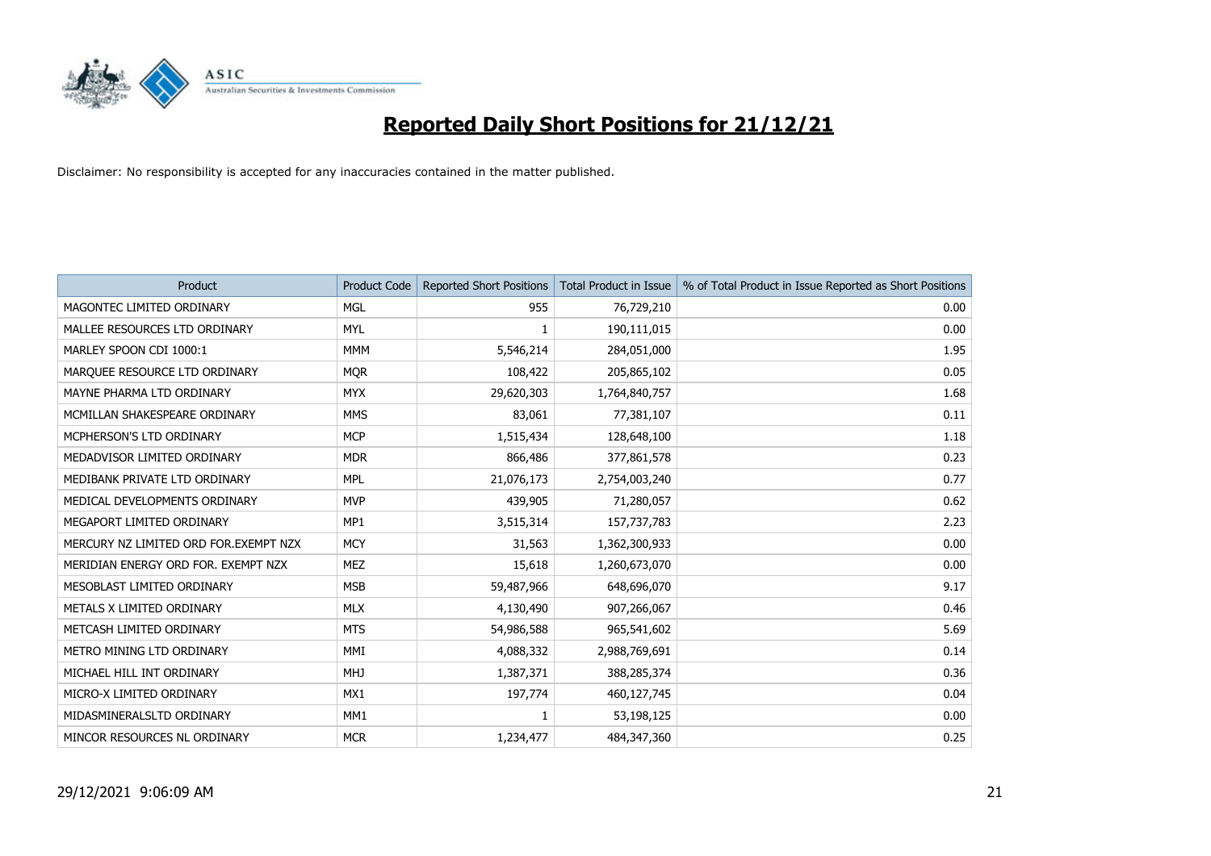# Reported Daily Short Positions for 21/12/21

Disclaimer: No responsibility is accepted for any inaccuracies contained in the matter published.

| Product | Product Code | Reported Short Positions | Total Product in Issue | % of Total Product in Issue Reported as Short Positions |
|---|---|---|---|---|
| MAGONTEC LIMITED ORDINARY | MGL | 955 | 76,729,210 | 0.00 |
| MALLEE RESOURCES LTD ORDINARY | MYL | 1 | 190,111,015 | 0.00 |
| MARLEY SPOON CDI 1000:1 | MMM | 5,546,214 | 284,051,000 | 1.95 |
| MARQUEE RESOURCE LTD ORDINARY | MQR | 108,422 | 205,865,102 | 0.05 |
| MAYNE PHARMA LTD ORDINARY | MYX | 29,620,303 | 1,764,840,757 | 1.68 |
| MCMILLAN SHAKESPEARE ORDINARY | MMS | 83,061 | 77,381,107 | 0.11 |
| MCPHERSON'S LTD ORDINARY | MCP | 1,515,434 | 128,648,100 | 1.18 |
| MEDADVISOR LIMITED ORDINARY | MDR | 866,486 | 377,861,578 | 0.23 |
| MEDIBANK PRIVATE LTD ORDINARY | MPL | 21,076,173 | 2,754,003,240 | 0.77 |
| MEDICAL DEVELOPMENTS ORDINARY | MVP | 439,905 | 71,280,057 | 0.62 |
| MEGAPORT LIMITED ORDINARY | MP1 | 3,515,314 | 157,737,783 | 2.23 |
| MERCURY NZ LIMITED ORD FOR.EXEMPT NZX | MCY | 31,563 | 1,362,300,933 | 0.00 |
| MERIDIAN ENERGY ORD FOR. EXEMPT NZX | MEZ | 15,618 | 1,260,673,070 | 0.00 |
| MESOBLAST LIMITED ORDINARY | MSB | 59,487,966 | 648,696,070 | 9.17 |
| METALS X LIMITED ORDINARY | MLX | 4,130,490 | 907,266,067 | 0.46 |
| METCASH LIMITED ORDINARY | MTS | 54,986,588 | 965,541,602 | 5.69 |
| METRO MINING LTD ORDINARY | MMI | 4,088,332 | 2,988,769,691 | 0.14 |
| MICHAEL HILL INT ORDINARY | MHJ | 1,387,371 | 388,285,374 | 0.36 |
| MICRO-X LIMITED ORDINARY | MX1 | 197,774 | 460,127,745 | 0.04 |
| MIDASMINERALSLTD ORDINARY | MM1 | 1 | 53,198,125 | 0.00 |
| MINCOR RESOURCES NL ORDINARY | MCR | 1,234,477 | 484,347,360 | 0.25 |

29/12/2021 9:06:09 AM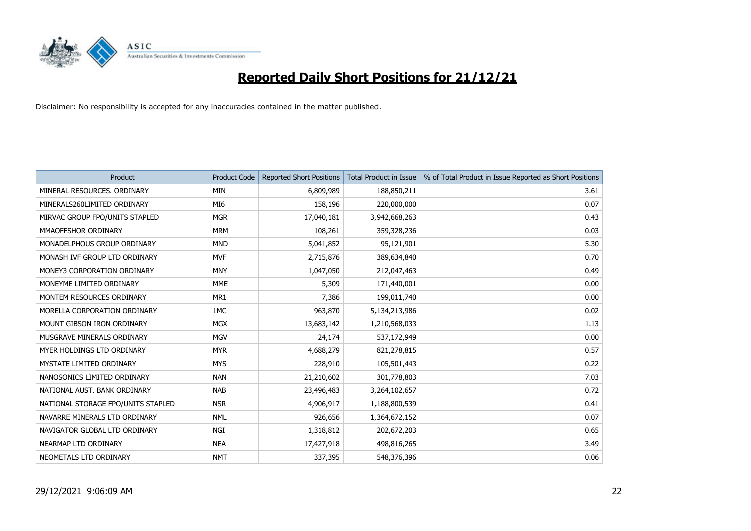# Reported Daily Short Positions for 21/12/21

Disclaimer: No responsibility is accepted for any inaccuracies contained in the matter published.

| Product | Product Code | Reported Short Positions | Total Product in Issue | % of Total Product in Issue Reported as Short Positions |
|---|---|---|---|---|
| MINERAL RESOURCES. ORDINARY | MIN | 6,809,989 | 188,850,211 | 3.61 |
| MINERALS260LIMITED ORDINARY | MI6 | 158,196 | 220,000,000 | 0.07 |
| MIRVAC GROUP FPO/UNITS STAPLED | MGR | 17,040,181 | 3,942,668,263 | 0.43 |
| MMAOFFSHOR ORDINARY | MRM | 108,261 | 359,328,236 | 0.03 |
| MONADELPHOUS GROUP ORDINARY | MND | 5,041,852 | 95,121,901 | 5.30 |
| MONASH IVF GROUP LTD ORDINARY | MVF | 2,715,876 | 389,634,840 | 0.70 |
| MONEY3 CORPORATION ORDINARY | MNY | 1,047,050 | 212,047,463 | 0.49 |
| MONEYME LIMITED ORDINARY | MME | 5,309 | 171,440,001 | 0.00 |
| MONTEM RESOURCES ORDINARY | MR1 | 7,386 | 199,011,740 | 0.00 |
| MORELLA CORPORATION ORDINARY | 1MC | 963,870 | 5,134,213,986 | 0.02 |
| MOUNT GIBSON IRON ORDINARY | MGX | 13,683,142 | 1,210,568,033 | 1.13 |
| MUSGRAVE MINERALS ORDINARY | MGV | 24,174 | 537,172,949 | 0.00 |
| MYER HOLDINGS LTD ORDINARY | MYR | 4,688,279 | 821,278,815 | 0.57 |
| MYSTATE LIMITED ORDINARY | MYS | 228,910 | 105,501,443 | 0.22 |
| NANOSONICS LIMITED ORDINARY | NAN | 21,210,602 | 301,778,803 | 7.03 |
| NATIONAL AUST. BANK ORDINARY | NAB | 23,496,483 | 3,264,102,657 | 0.72 |
| NATIONAL STORAGE FPO/UNITS STAPLED | NSR | 4,906,917 | 1,188,800,539 | 0.41 |
| NAVARRE MINERALS LTD ORDINARY | NML | 926,656 | 1,364,672,152 | 0.07 |
| NAVIGATOR GLOBAL LTD ORDINARY | NGI | 1,318,812 | 202,672,203 | 0.65 |
| NEARMAP LTD ORDINARY | NEA | 17,427,918 | 498,816,265 | 3.49 |
| NEOMETALS LTD ORDINARY | NMT | 337,395 | 548,376,396 | 0.06 |

29/12/2021 9:06:09 AM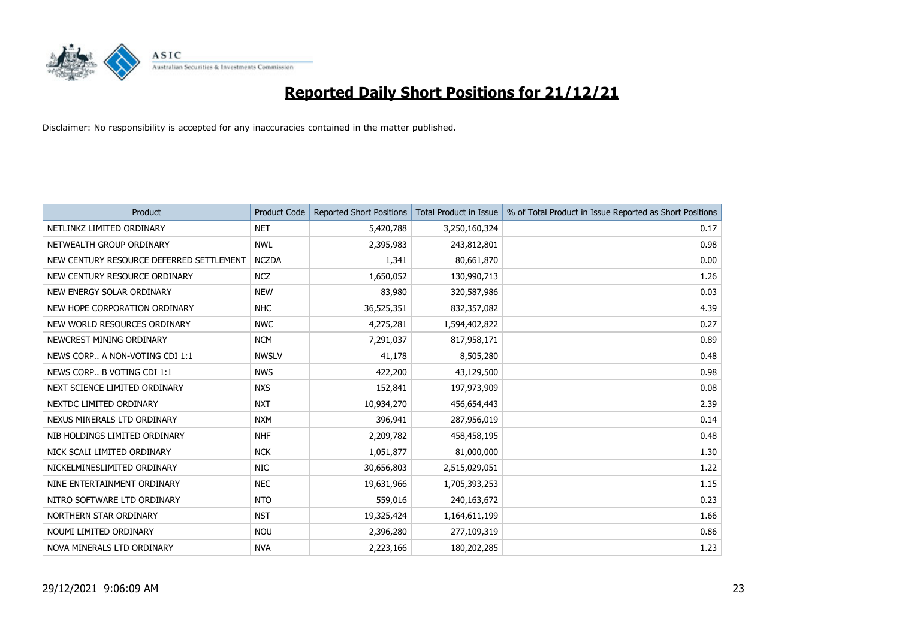# Reported Daily Short Positions for 21/12/21

Disclaimer: No responsibility is accepted for any inaccuracies contained in the matter published.

| Product | Product Code | Reported Short Positions | Total Product in Issue | % of Total Product in Issue Reported as Short Positions |
|---|---|---|---|---|
| NETLINKZ LIMITED ORDINARY | NET | 5,420,788 | 3,250,160,324 | 0.17 |
| NETWEALTH GROUP ORDINARY | NWL | 2,395,983 | 243,812,801 | 0.98 |
| NEW CENTURY RESOURCE DEFERRED SETTLEMENT | NCZDA | 1,341 | 80,661,870 | 0.00 |
| NEW CENTURY RESOURCE ORDINARY | NCZ | 1,650,052 | 130,990,713 | 1.26 |
| NEW ENERGY SOLAR ORDINARY | NEW | 83,980 | 320,587,986 | 0.03 |
| NEW HOPE CORPORATION ORDINARY | NHC | 36,525,351 | 832,357,082 | 4.39 |
| NEW WORLD RESOURCES ORDINARY | NWC | 4,275,281 | 1,594,402,822 | 0.27 |
| NEWCREST MINING ORDINARY | NCM | 7,291,037 | 817,958,171 | 0.89 |
| NEWS CORP.. A NON-VOTING CDI 1:1 | NWSLV | 41,178 | 8,505,280 | 0.48 |
| NEWS CORP.. B VOTING CDI 1:1 | NWS | 422,200 | 43,129,500 | 0.98 |
| NEXT SCIENCE LIMITED ORDINARY | NXS | 152,841 | 197,973,909 | 0.08 |
| NEXTDC LIMITED ORDINARY | NXT | 10,934,270 | 456,654,443 | 2.39 |
| NEXUS MINERALS LTD ORDINARY | NXM | 396,941 | 287,956,019 | 0.14 |
| NIB HOLDINGS LIMITED ORDINARY | NHF | 2,209,782 | 458,458,195 | 0.48 |
| NICK SCALI LIMITED ORDINARY | NCK | 1,051,877 | 81,000,000 | 1.30 |
| NICKELMINESLIMITED ORDINARY | NIC | 30,656,803 | 2,515,029,051 | 1.22 |
| NINE ENTERTAINMENT ORDINARY | NEC | 19,631,966 | 1,705,393,253 | 1.15 |
| NITRO SOFTWARE LTD ORDINARY | NTO | 559,016 | 240,163,672 | 0.23 |
| NORTHERN STAR ORDINARY | NST | 19,325,424 | 1,164,611,199 | 1.66 |
| NOUMI LIMITED ORDINARY | NOU | 2,396,280 | 277,109,319 | 0.86 |
| NOVA MINERALS LTD ORDINARY | NVA | 2,223,166 | 180,202,285 | 1.23 |

29/12/2021 9:06:09 AM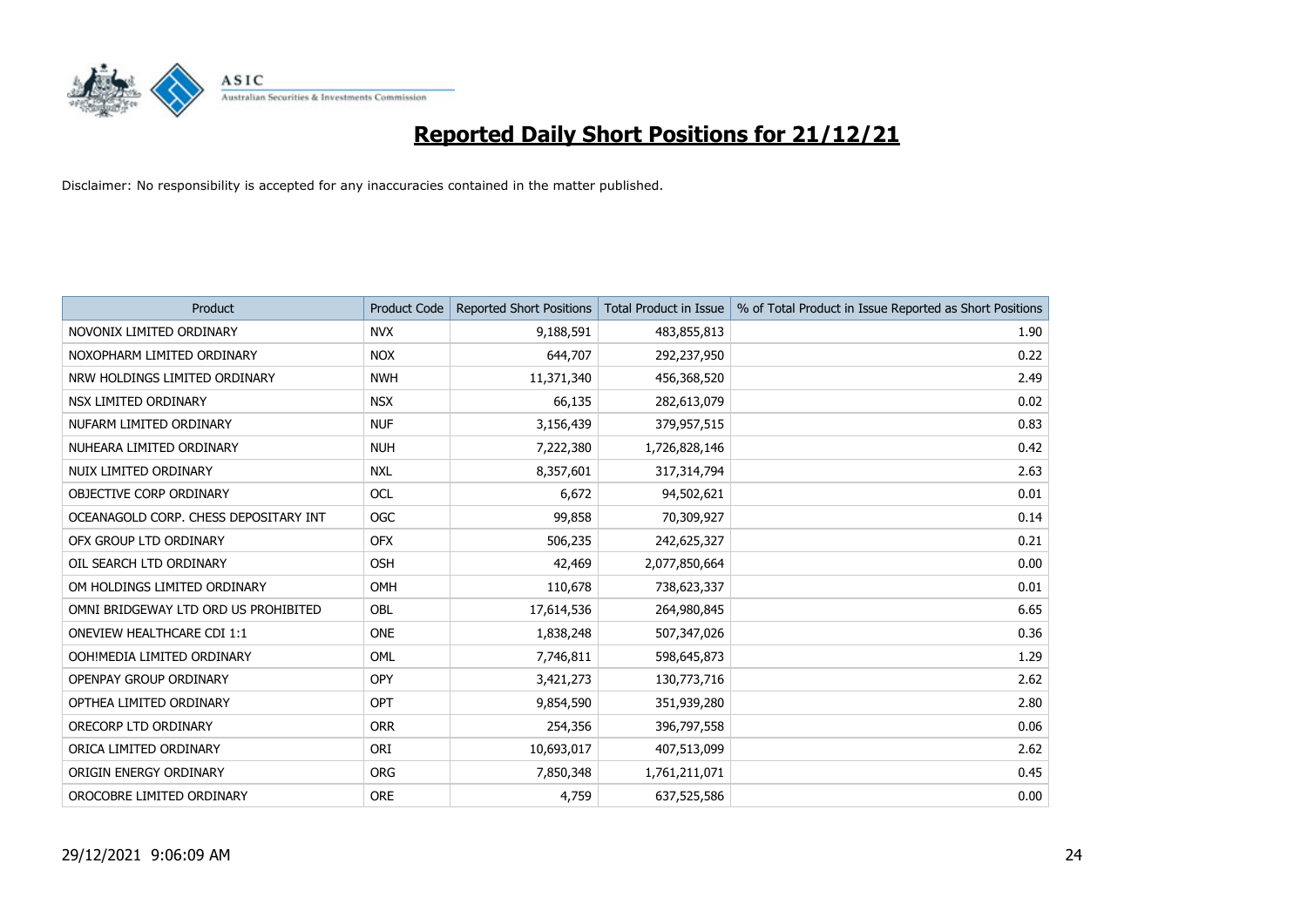# Reported Daily Short Positions for 21/12/21

Disclaimer: No responsibility is accepted for any inaccuracies contained in the matter published.

| Product | Product Code | Reported Short Positions | Total Product in Issue | % of Total Product in Issue Reported as Short Positions |
|---|---|---|---|---|
| NOVONIX LIMITED ORDINARY | NVX | 9,188,591 | 483,855,813 | 1.90 |
| NOXOPHARM LIMITED ORDINARY | NOX | 644,707 | 292,237,950 | 0.22 |
| NRW HOLDINGS LIMITED ORDINARY | NWH | 11,371,340 | 456,368,520 | 2.49 |
| NSX LIMITED ORDINARY | NSX | 66,135 | 282,613,079 | 0.02 |
| NUFARM LIMITED ORDINARY | NUF | 3,156,439 | 379,957,515 | 0.83 |
| NUHEARA LIMITED ORDINARY | NUH | 7,222,380 | 1,726,828,146 | 0.42 |
| NUIX LIMITED ORDINARY | NXL | 8,357,601 | 317,314,794 | 2.63 |
| OBJECTIVE CORP ORDINARY | OCL | 6,672 | 94,502,621 | 0.01 |
| OCEANAGOLD CORP. CHESS DEPOSITARY INT | OGC | 99,858 | 70,309,927 | 0.14 |
| OFX GROUP LTD ORDINARY | OFX | 506,235 | 242,625,327 | 0.21 |
| OIL SEARCH LTD ORDINARY | OSH | 42,469 | 2,077,850,664 | 0.00 |
| OM HOLDINGS LIMITED ORDINARY | OMH | 110,678 | 738,623,337 | 0.01 |
| OMNI BRIDGEWAY LTD ORD US PROHIBITED | OBL | 17,614,536 | 264,980,845 | 6.65 |
| ONEVIEW HEALTHCARE CDI 1:1 | ONE | 1,838,248 | 507,347,026 | 0.36 |
| OOH!MEDIA LIMITED ORDINARY | OML | 7,746,811 | 598,645,873 | 1.29 |
| OPENPAY GROUP ORDINARY | OPY | 3,421,273 | 130,773,716 | 2.62 |
| OPTHEA LIMITED ORDINARY | OPT | 9,854,590 | 351,939,280 | 2.80 |
| ORECORP LTD ORDINARY | ORR | 254,356 | 396,797,558 | 0.06 |
| ORICA LIMITED ORDINARY | ORI | 10,693,017 | 407,513,099 | 2.62 |
| ORIGIN ENERGY ORDINARY | ORG | 7,850,348 | 1,761,211,071 | 0.45 |
| OROCOBRE LIMITED ORDINARY | ORE | 4,759 | 637,525,586 | 0.00 |

29/12/2021 9:06:09 AM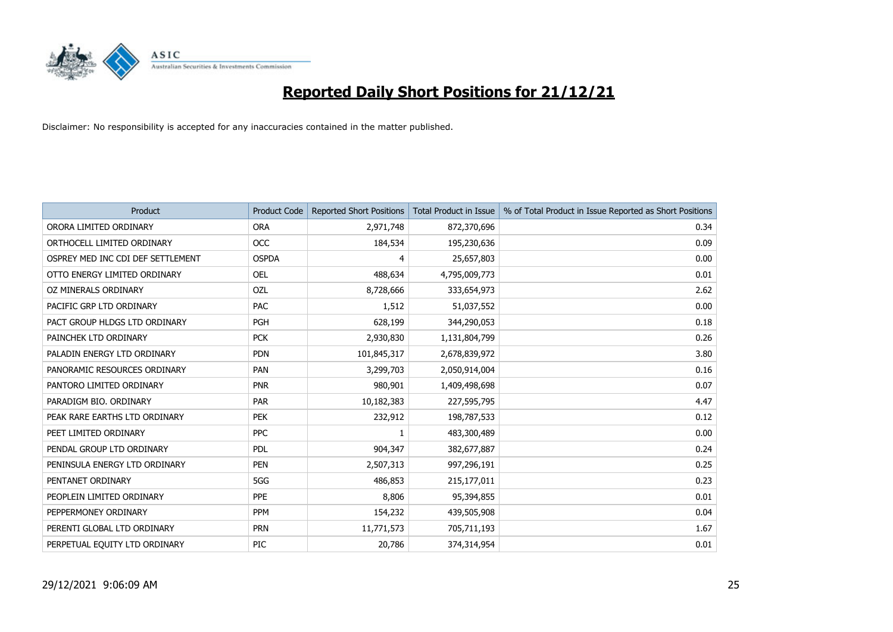# Reported Daily Short Positions for 21/12/21

Disclaimer: No responsibility is accepted for any inaccuracies contained in the matter published.

| Product | Product Code | Reported Short Positions | Total Product in Issue | % of Total Product in Issue Reported as Short Positions |
|---|---|---|---|---|
| ORORA LIMITED ORDINARY | ORA | 2,971,748 | 872,370,696 | 0.34 |
| ORTHOCELL LIMITED ORDINARY | OCC | 184,534 | 195,230,636 | 0.09 |
| OSPREY MED INC CDI DEF SETTLEMENT | OSPDA | 4 | 25,657,803 | 0.00 |
| OTTO ENERGY LIMITED ORDINARY | OEL | 488,634 | 4,795,009,773 | 0.01 |
| OZ MINERALS ORDINARY | OZL | 8,728,666 | 333,654,973 | 2.62 |
| PACIFIC GRP LTD ORDINARY | PAC | 1,512 | 51,037,552 | 0.00 |
| PACT GROUP HLDGS LTD ORDINARY | PGH | 628,199 | 344,290,053 | 0.18 |
| PAINCHEK LTD ORDINARY | PCK | 2,930,830 | 1,131,804,799 | 0.26 |
| PALADIN ENERGY LTD ORDINARY | PDN | 101,845,317 | 2,678,839,972 | 3.80 |
| PANORAMIC RESOURCES ORDINARY | PAN | 3,299,703 | 2,050,914,004 | 0.16 |
| PANTORO LIMITED ORDINARY | PNR | 980,901 | 1,409,498,698 | 0.07 |
| PARADIGM BIO. ORDINARY | PAR | 10,182,383 | 227,595,795 | 4.47 |
| PEAK RARE EARTHS LTD ORDINARY | PEK | 232,912 | 198,787,533 | 0.12 |
| PEET LIMITED ORDINARY | PPC | 1 | 483,300,489 | 0.00 |
| PENDAL GROUP LTD ORDINARY | PDL | 904,347 | 382,677,887 | 0.24 |
| PENINSULA ENERGY LTD ORDINARY | PEN | 2,507,313 | 997,296,191 | 0.25 |
| PENTANET ORDINARY | 5GG | 486,853 | 215,177,011 | 0.23 |
| PEOPLEIN LIMITED ORDINARY | PPE | 8,806 | 95,394,855 | 0.01 |
| PEPPERMONEY ORDINARY | PPM | 154,232 | 439,505,908 | 0.04 |
| PERENTI GLOBAL LTD ORDINARY | PRN | 11,771,573 | 705,711,193 | 1.67 |
| PERPETUAL EQUITY LTD ORDINARY | PIC | 20,786 | 374,314,954 | 0.01 |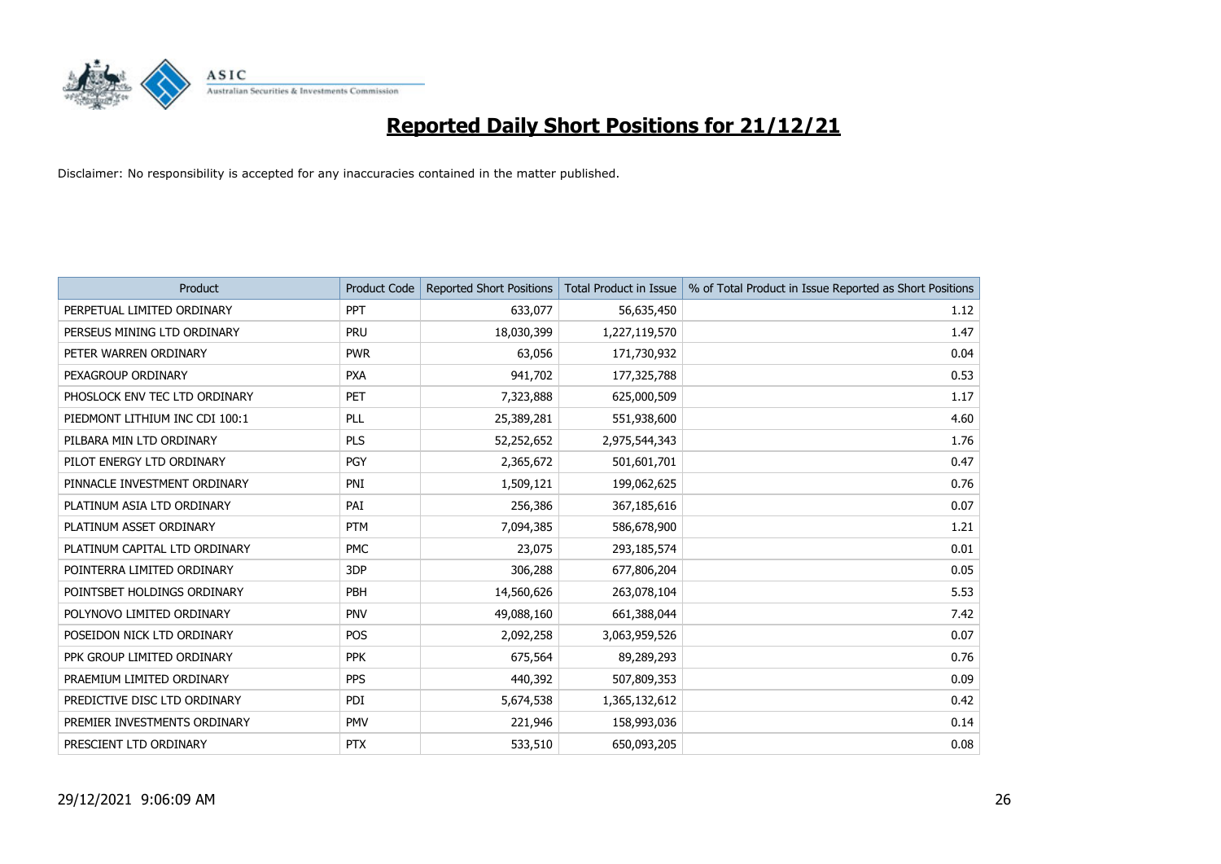# Reported Daily Short Positions for 21/12/21

Disclaimer: No responsibility is accepted for any inaccuracies contained in the matter published.

| Product | Product Code | Reported Short Positions | Total Product in Issue | % of Total Product in Issue Reported as Short Positions |
|---|---|---|---|---|
| PERPETUAL LIMITED ORDINARY | PPT | 633,077 | 56,635,450 | 1.12 |
| PERSEUS MINING LTD ORDINARY | PRU | 18,030,399 | 1,227,119,570 | 1.47 |
| PETER WARREN ORDINARY | PWR | 63,056 | 171,730,932 | 0.04 |
| PEXAGROUP ORDINARY | PXA | 941,702 | 177,325,788 | 0.53 |
| PHOSLOCK ENV TEC LTD ORDINARY | PET | 7,323,888 | 625,000,509 | 1.17 |
| PIEDMONT LITHIUM INC CDI 100:1 | PLL | 25,389,281 | 551,938,600 | 4.60 |
| PILBARA MIN LTD ORDINARY | PLS | 52,252,652 | 2,975,544,343 | 1.76 |
| PILOT ENERGY LTD ORDINARY | PGY | 2,365,672 | 501,601,701 | 0.47 |
| PINNACLE INVESTMENT ORDINARY | PNI | 1,509,121 | 199,062,625 | 0.76 |
| PLATINUM ASIA LTD ORDINARY | PAI | 256,386 | 367,185,616 | 0.07 |
| PLATINUM ASSET ORDINARY | PTM | 7,094,385 | 586,678,900 | 1.21 |
| PLATINUM CAPITAL LTD ORDINARY | PMC | 23,075 | 293,185,574 | 0.01 |
| POINTERRA LIMITED ORDINARY | 3DP | 306,288 | 677,806,204 | 0.05 |
| POINTSBET HOLDINGS ORDINARY | PBH | 14,560,626 | 263,078,104 | 5.53 |
| POLYNOVO LIMITED ORDINARY | PNV | 49,088,160 | 661,388,044 | 7.42 |
| POSEIDON NICK LTD ORDINARY | POS | 2,092,258 | 3,063,959,526 | 0.07 |
| PPK GROUP LIMITED ORDINARY | PPK | 675,564 | 89,289,293 | 0.76 |
| PRAEMIUM LIMITED ORDINARY | PPS | 440,392 | 507,809,353 | 0.09 |
| PREDICTIVE DISC LTD ORDINARY | PDI | 5,674,538 | 1,365,132,612 | 0.42 |
| PREMIER INVESTMENTS ORDINARY | PMV | 221,946 | 158,993,036 | 0.14 |
| PRESCIENT LTD ORDINARY | PTX | 533,510 | 650,093,205 | 0.08 |

29/12/2021 9:06:09 AM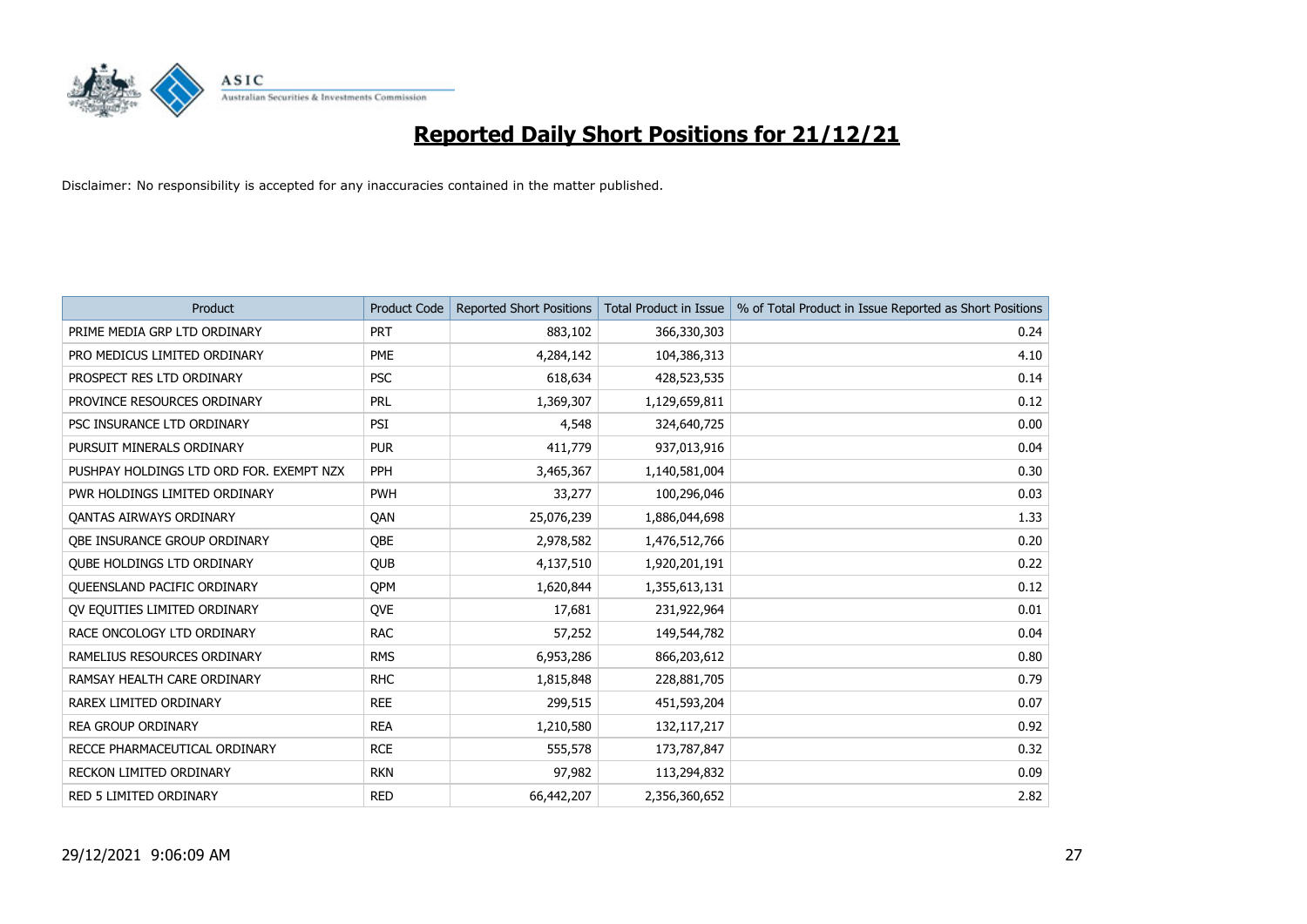# Reported Daily Short Positions for 21/12/21

Disclaimer: No responsibility is accepted for any inaccuracies contained in the matter published.

| Product | Product Code | Reported Short Positions | Total Product in Issue | % of Total Product in Issue Reported as Short Positions |
|---|---|---|---|---|
| PRIME MEDIA GRP LTD ORDINARY | PRT | 883,102 | 366,330,303 | 0.24 |
| PRO MEDICUS LIMITED ORDINARY | PME | 4,284,142 | 104,386,313 | 4.10 |
| PROSPECT RES LTD ORDINARY | PSC | 618,634 | 428,523,535 | 0.14 |
| PROVINCE RESOURCES ORDINARY | PRL | 1,369,307 | 1,129,659,811 | 0.12 |
| PSC INSURANCE LTD ORDINARY | PSI | 4,548 | 324,640,725 | 0.00 |
| PURSUIT MINERALS ORDINARY | PUR | 411,779 | 937,013,916 | 0.04 |
| PUSHPAY HOLDINGS LTD ORD FOR. EXEMPT NZX | PPH | 3,465,367 | 1,140,581,004 | 0.30 |
| PWR HOLDINGS LIMITED ORDINARY | PWH | 33,277 | 100,296,046 | 0.03 |
| QANTAS AIRWAYS ORDINARY | QAN | 25,076,239 | 1,886,044,698 | 1.33 |
| QBE INSURANCE GROUP ORDINARY | QBE | 2,978,582 | 1,476,512,766 | 0.20 |
| QUBE HOLDINGS LTD ORDINARY | QUB | 4,137,510 | 1,920,201,191 | 0.22 |
| QUEENSLAND PACIFIC ORDINARY | QPM | 1,620,844 | 1,355,613,131 | 0.12 |
| QV EQUITIES LIMITED ORDINARY | QVE | 17,681 | 231,922,964 | 0.01 |
| RACE ONCOLOGY LTD ORDINARY | RAC | 57,252 | 149,544,782 | 0.04 |
| RAMELIUS RESOURCES ORDINARY | RMS | 6,953,286 | 866,203,612 | 0.80 |
| RAMSAY HEALTH CARE ORDINARY | RHC | 1,815,848 | 228,881,705 | 0.79 |
| RAREX LIMITED ORDINARY | REE | 299,515 | 451,593,204 | 0.07 |
| REA GROUP ORDINARY | REA | 1,210,580 | 132,117,217 | 0.92 |
| RECCE PHARMACEUTICAL ORDINARY | RCE | 555,578 | 173,787,847 | 0.32 |
| RECKON LIMITED ORDINARY | RKN | 97,982 | 113,294,832 | 0.09 |
| RED 5 LIMITED ORDINARY | RED | 66,442,207 | 2,356,360,652 | 2.82 |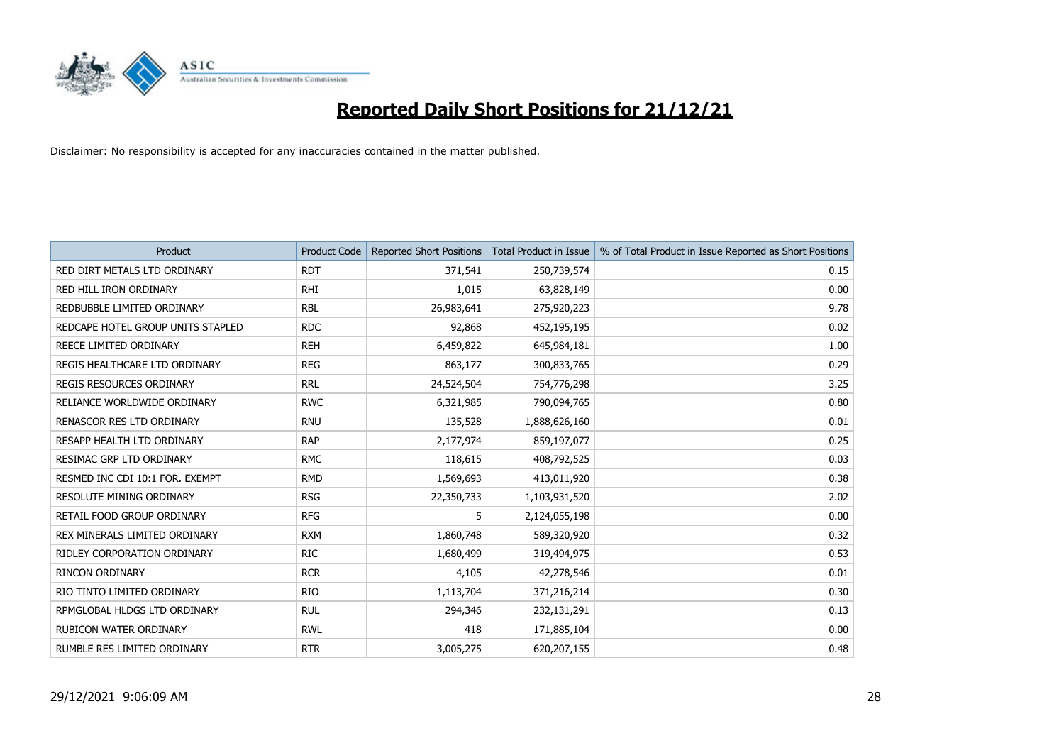# Reported Daily Short Positions for 21/12/21

Disclaimer: No responsibility is accepted for any inaccuracies contained in the matter published.

| Product | Product Code | Reported Short Positions | Total Product in Issue | % of Total Product in Issue Reported as Short Positions |
| --- | --- | --- | --- | --- |
| RED DIRT METALS LTD ORDINARY | RDT | 371,541 | 250,739,574 | 0.15 |
| RED HILL IRON ORDINARY | RHI | 1,015 | 63,828,149 | 0.00 |
| REDBUBBLE LIMITED ORDINARY | RBL | 26,983,641 | 275,920,223 | 9.78 |
| REDCAPE HOTEL GROUP UNITS STAPLED | RDC | 92,868 | 452,195,195 | 0.02 |
| REECE LIMITED ORDINARY | REH | 6,459,822 | 645,984,181 | 1.00 |
| REGIS HEALTHCARE LTD ORDINARY | REG | 863,177 | 300,833,765 | 0.29 |
| REGIS RESOURCES ORDINARY | RRL | 24,524,504 | 754,776,298 | 3.25 |
| RELIANCE WORLDWIDE ORDINARY | RWC | 6,321,985 | 790,094,765 | 0.80 |
| RENASCOR RES LTD ORDINARY | RNU | 135,528 | 1,888,626,160 | 0.01 |
| RESAPP HEALTH LTD ORDINARY | RAP | 2,177,974 | 859,197,077 | 0.25 |
| RESIMAC GRP LTD ORDINARY | RMC | 118,615 | 408,792,525 | 0.03 |
| RESMED INC CDI 10:1 FOR. EXEMPT | RMD | 1,569,693 | 413,011,920 | 0.38 |
| RESOLUTE MINING ORDINARY | RSG | 22,350,733 | 1,103,931,520 | 2.02 |
| RETAIL FOOD GROUP ORDINARY | RFG | 5 | 2,124,055,198 | 0.00 |
| REX MINERALS LIMITED ORDINARY | RXM | 1,860,748 | 589,320,920 | 0.32 |
| RIDLEY CORPORATION ORDINARY | RIC | 1,680,499 | 319,494,975 | 0.53 |
| RINCON ORDINARY | RCR | 4,105 | 42,278,546 | 0.01 |
| RIO TINTO LIMITED ORDINARY | RIO | 1,113,704 | 371,216,214 | 0.30 |
| RPMGLOBAL HLDGS LTD ORDINARY | RUL | 294,346 | 232,131,291 | 0.13 |
| RUBICON WATER ORDINARY | RWL | 418 | 171,885,104 | 0.00 |
| RUMBLE RES LIMITED ORDINARY | RTR | 3,005,275 | 620,207,155 | 0.48 |

29/12/2021 9:06:09 AM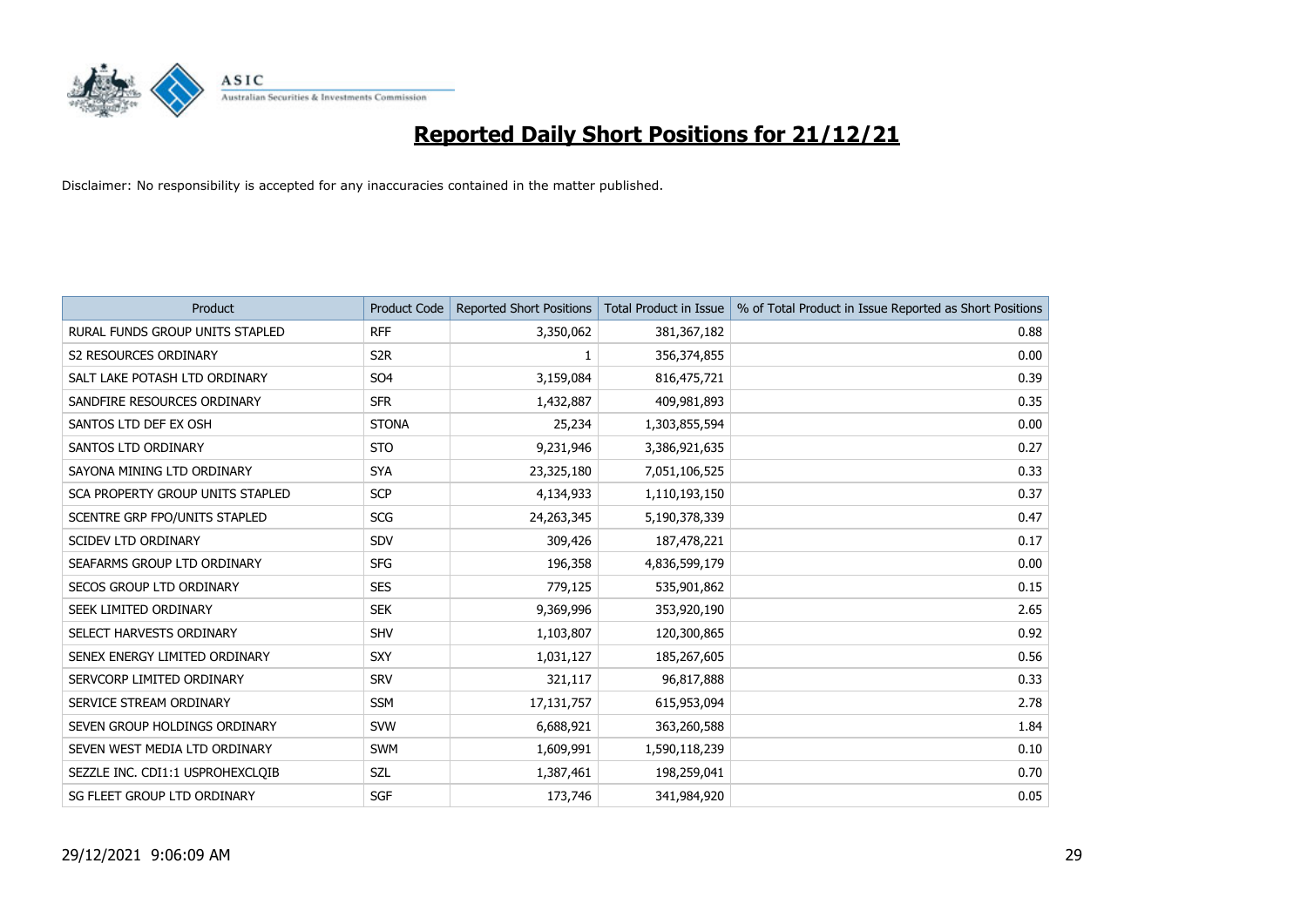# Reported Daily Short Positions for 21/12/21

Disclaimer: No responsibility is accepted for any inaccuracies contained in the matter published.

| Product | Product Code | Reported Short Positions | Total Product in Issue | % of Total Product in Issue Reported as Short Positions |
|---|---|---|---|---|
| RURAL FUNDS GROUP UNITS STAPLED | RFF | 3,350,062 | 381,367,182 | 0.88 |
| S2 RESOURCES ORDINARY | S2R | 1 | 356,374,855 | 0.00 |
| SALT LAKE POTASH LTD ORDINARY | SO4 | 3,159,084 | 816,475,721 | 0.39 |
| SANDFIRE RESOURCES ORDINARY | SFR | 1,432,887 | 409,981,893 | 0.35 |
| SANTOS LTD DEF EX OSH | STONA | 25,234 | 1,303,855,594 | 0.00 |
| SANTOS LTD ORDINARY | STO | 9,231,946 | 3,386,921,635 | 0.27 |
| SAYONA MINING LTD ORDINARY | SYA | 23,325,180 | 7,051,106,525 | 0.33 |
| SCA PROPERTY GROUP UNITS STAPLED | SCP | 4,134,933 | 1,110,193,150 | 0.37 |
| SCENTRE GRP FPO/UNITS STAPLED | SCG | 24,263,345 | 5,190,378,339 | 0.47 |
| SCIDEV LTD ORDINARY | SDV | 309,426 | 187,478,221 | 0.17 |
| SEAFARMS GROUP LTD ORDINARY | SFG | 196,358 | 4,836,599,179 | 0.00 |
| SECOS GROUP LTD ORDINARY | SES | 779,125 | 535,901,862 | 0.15 |
| SEEK LIMITED ORDINARY | SEK | 9,369,996 | 353,920,190 | 2.65 |
| SELECT HARVESTS ORDINARY | SHV | 1,103,807 | 120,300,865 | 0.92 |
| SENEX ENERGY LIMITED ORDINARY | SXY | 1,031,127 | 185,267,605 | 0.56 |
| SERVCORP LIMITED ORDINARY | SRV | 321,117 | 96,817,888 | 0.33 |
| SERVICE STREAM ORDINARY | SSM | 17,131,757 | 615,953,094 | 2.78 |
| SEVEN GROUP HOLDINGS ORDINARY | SVW | 6,688,921 | 363,260,588 | 1.84 |
| SEVEN WEST MEDIA LTD ORDINARY | SWM | 1,609,991 | 1,590,118,239 | 0.10 |
| SEZZLE INC. CDI1:1 USPROHEXCLQIB | SZL | 1,387,461 | 198,259,041 | 0.70 |
| SG FLEET GROUP LTD ORDINARY | SGF | 173,746 | 341,984,920 | 0.05 |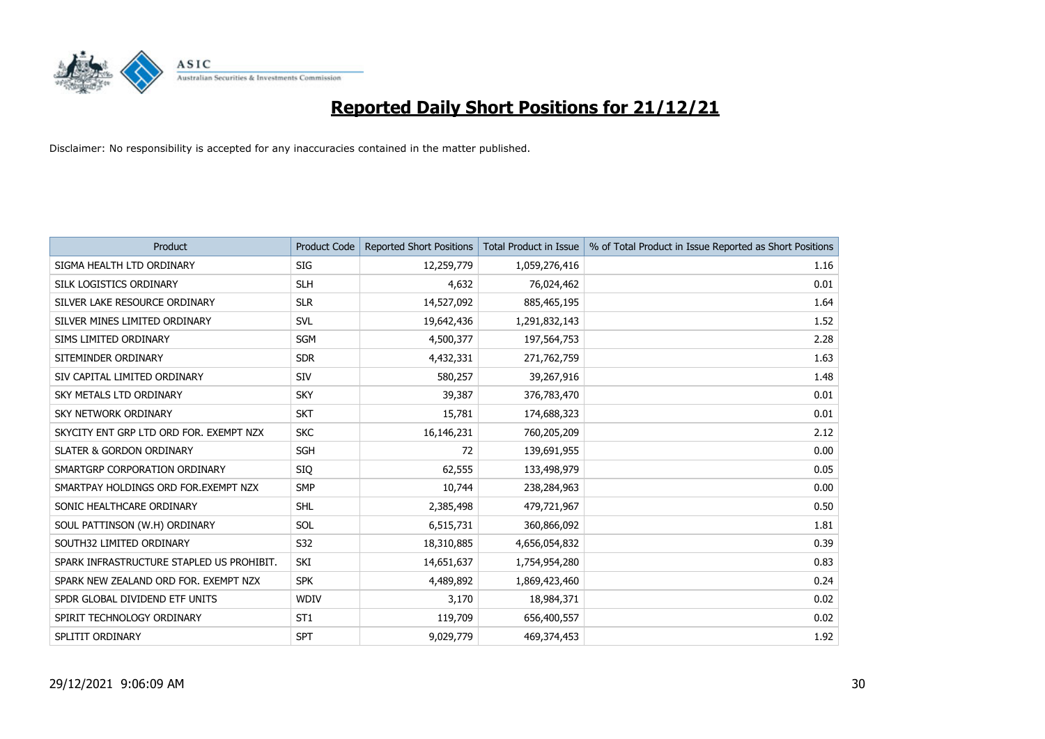# Reported Daily Short Positions for 21/12/21

Disclaimer: No responsibility is accepted for any inaccuracies contained in the matter published.

| Product | Product Code | Reported Short Positions | Total Product in Issue | % of Total Product in Issue Reported as Short Positions |
| --- | --- | --- | --- | --- |
| SIGMA HEALTH LTD ORDINARY | SIG | 12,259,779 | 1,059,276,416 | 1.16 |
| SILK LOGISTICS ORDINARY | SLH | 4,632 | 76,024,462 | 0.01 |
| SILVER LAKE RESOURCE ORDINARY | SLR | 14,527,092 | 885,465,195 | 1.64 |
| SILVER MINES LIMITED ORDINARY | SVL | 19,642,436 | 1,291,832,143 | 1.52 |
| SIMS LIMITED ORDINARY | SGM | 4,500,377 | 197,564,753 | 2.28 |
| SITEMINDER ORDINARY | SDR | 4,432,331 | 271,762,759 | 1.63 |
| SIV CAPITAL LIMITED ORDINARY | SIV | 580,257 | 39,267,916 | 1.48 |
| SKY METALS LTD ORDINARY | SKY | 39,387 | 376,783,470 | 0.01 |
| SKY NETWORK ORDINARY | SKT | 15,781 | 174,688,323 | 0.01 |
| SKYCITY ENT GRP LTD ORD FOR. EXEMPT NZX | SKC | 16,146,231 | 760,205,209 | 2.12 |
| SLATER & GORDON ORDINARY | SGH | 72 | 139,691,955 | 0.00 |
| SMARTGRP CORPORATION ORDINARY | SIQ | 62,555 | 133,498,979 | 0.05 |
| SMARTPAY HOLDINGS ORD FOR.EXEMPT NZX | SMP | 10,744 | 238,284,963 | 0.00 |
| SONIC HEALTHCARE ORDINARY | SHL | 2,385,498 | 479,721,967 | 0.50 |
| SOUL PATTINSON (W.H) ORDINARY | SOL | 6,515,731 | 360,866,092 | 1.81 |
| SOUTH32 LIMITED ORDINARY | S32 | 18,310,885 | 4,656,054,832 | 0.39 |
| SPARK INFRASTRUCTURE STAPLED US PROHIBIT. | SKI | 14,651,637 | 1,754,954,280 | 0.83 |
| SPARK NEW ZEALAND ORD FOR. EXEMPT NZX | SPK | 4,489,892 | 1,869,423,460 | 0.24 |
| SPDR GLOBAL DIVIDEND ETF UNITS | WDIV | 3,170 | 18,984,371 | 0.02 |
| SPIRIT TECHNOLOGY ORDINARY | ST1 | 119,709 | 656,400,557 | 0.02 |
| SPLITIT ORDINARY | SPT | 9,029,779 | 469,374,453 | 1.92 |

29/12/2021 9:06:09 AM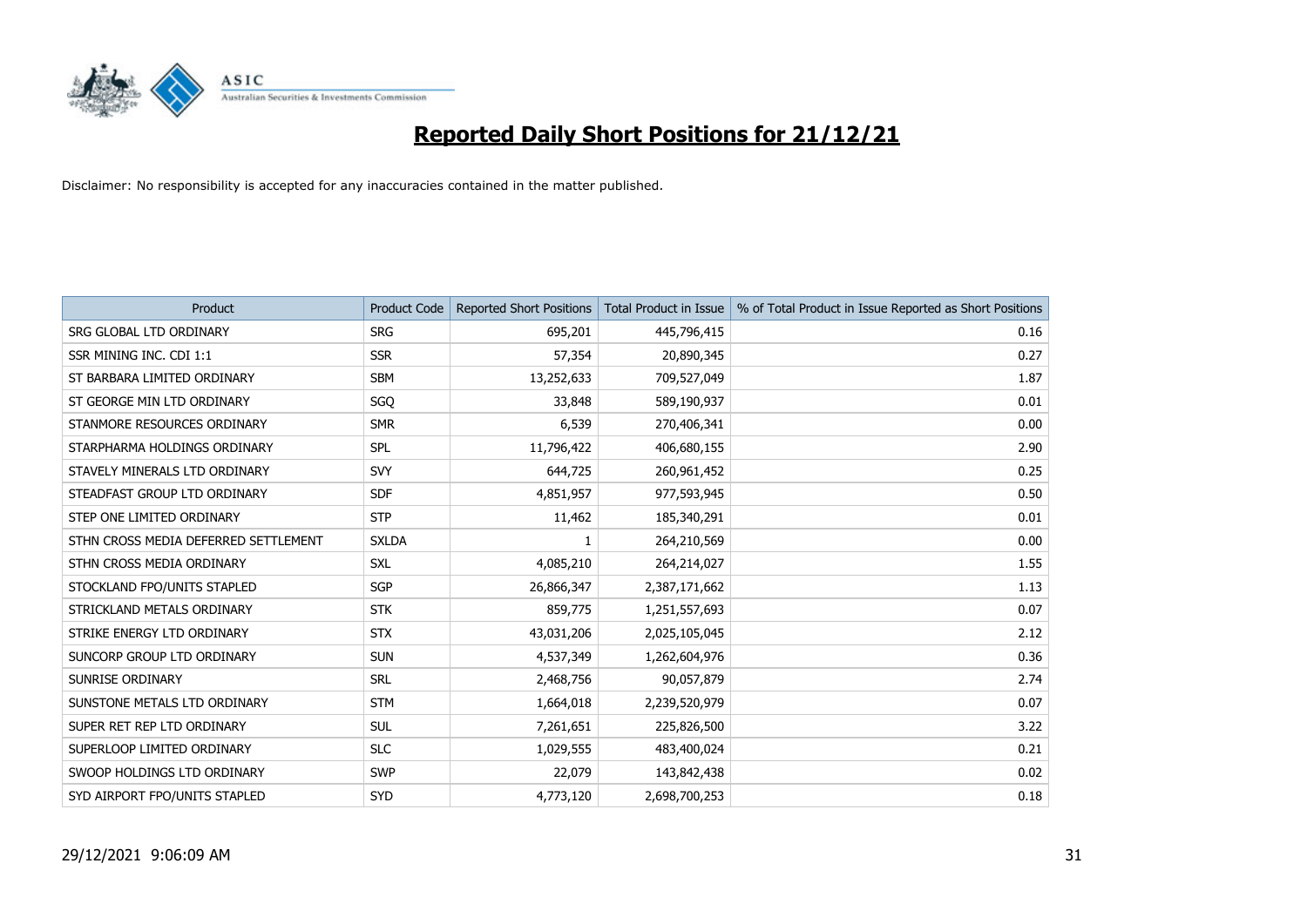# Reported Daily Short Positions for 21/12/21

Disclaimer: No responsibility is accepted for any inaccuracies contained in the matter published.

| Product | Product Code | Reported Short Positions | Total Product in Issue | % of Total Product in Issue Reported as Short Positions |
|---|---|---|---|---|
| SRG GLOBAL LTD ORDINARY | SRG | 695,201 | 445,796,415 | 0.16 |
| SSR MINING INC. CDI 1:1 | SSR | 57,354 | 20,890,345 | 0.27 |
| ST BARBARA LIMITED ORDINARY | SBM | 13,252,633 | 709,527,049 | 1.87 |
| ST GEORGE MIN LTD ORDINARY | SGQ | 33,848 | 589,190,937 | 0.01 |
| STANMORE RESOURCES ORDINARY | SMR | 6,539 | 270,406,341 | 0.00 |
| STARPHARMA HOLDINGS ORDINARY | SPL | 11,796,422 | 406,680,155 | 2.90 |
| STAVELY MINERALS LTD ORDINARY | SVY | 644,725 | 260,961,452 | 0.25 |
| STEADFAST GROUP LTD ORDINARY | SDF | 4,851,957 | 977,593,945 | 0.50 |
| STEP ONE LIMITED ORDINARY | STP | 11,462 | 185,340,291 | 0.01 |
| STHN CROSS MEDIA DEFERRED SETTLEMENT | SXLDA | 1 | 264,210,569 | 0.00 |
| STHN CROSS MEDIA ORDINARY | SXL | 4,085,210 | 264,214,027 | 1.55 |
| STOCKLAND FPO/UNITS STAPLED | SGP | 26,866,347 | 2,387,171,662 | 1.13 |
| STRICKLAND METALS ORDINARY | STK | 859,775 | 1,251,557,693 | 0.07 |
| STRIKE ENERGY LTD ORDINARY | STX | 43,031,206 | 2,025,105,045 | 2.12 |
| SUNCORP GROUP LTD ORDINARY | SUN | 4,537,349 | 1,262,604,976 | 0.36 |
| SUNRISE ORDINARY | SRL | 2,468,756 | 90,057,879 | 2.74 |
| SUNSTONE METALS LTD ORDINARY | STM | 1,664,018 | 2,239,520,979 | 0.07 |
| SUPER RET REP LTD ORDINARY | SUL | 7,261,651 | 225,826,500 | 3.22 |
| SUPERLOOP LIMITED ORDINARY | SLC | 1,029,555 | 483,400,024 | 0.21 |
| SWOOP HOLDINGS LTD ORDINARY | SWP | 22,079 | 143,842,438 | 0.02 |
| SYD AIRPORT FPO/UNITS STAPLED | SYD | 4,773,120 | 2,698,700,253 | 0.18 |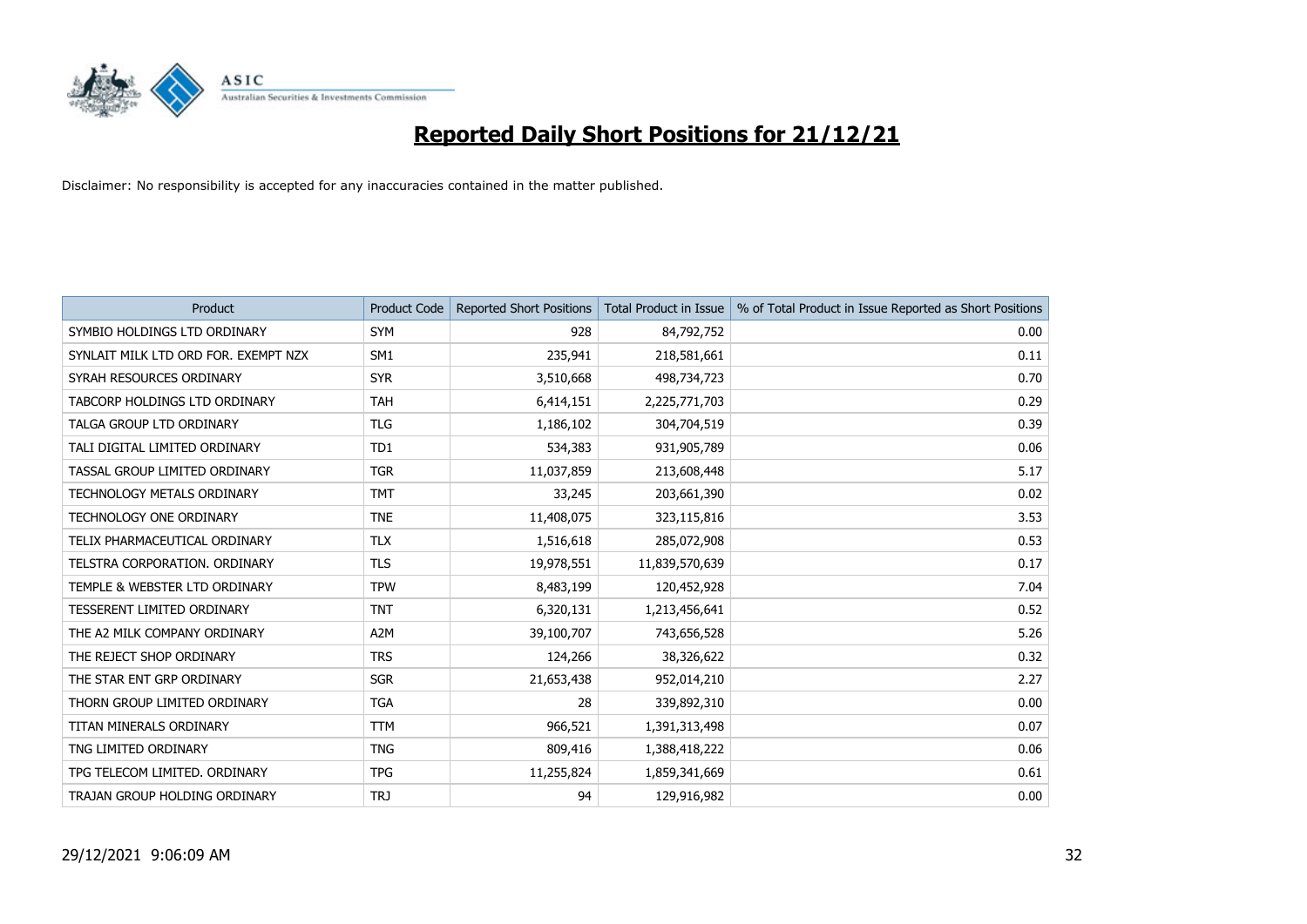# Reported Daily Short Positions for 21/12/21

Disclaimer: No responsibility is accepted for any inaccuracies contained in the matter published.

| Product | Product Code | Reported Short Positions | Total Product in Issue | % of Total Product in Issue Reported as Short Positions |
| --- | --- | --- | --- | --- |
| SYMBIO HOLDINGS LTD ORDINARY | SYM | 928 | 84,792,752 | 0.00 |
| SYNLAIT MILK LTD ORD FOR. EXEMPT NZX | SM1 | 235,941 | 218,581,661 | 0.11 |
| SYRAH RESOURCES ORDINARY | SYR | 3,510,668 | 498,734,723 | 0.70 |
| TABCORP HOLDINGS LTD ORDINARY | TAH | 6,414,151 | 2,225,771,703 | 0.29 |
| TALGA GROUP LTD ORDINARY | TLG | 1,186,102 | 304,704,519 | 0.39 |
| TALI DIGITAL LIMITED ORDINARY | TD1 | 534,383 | 931,905,789 | 0.06 |
| TASSAL GROUP LIMITED ORDINARY | TGR | 11,037,859 | 213,608,448 | 5.17 |
| TECHNOLOGY METALS ORDINARY | TMT | 33,245 | 203,661,390 | 0.02 |
| TECHNOLOGY ONE ORDINARY | TNE | 11,408,075 | 323,115,816 | 3.53 |
| TELIX PHARMACEUTICAL ORDINARY | TLX | 1,516,618 | 285,072,908 | 0.53 |
| TELSTRA CORPORATION. ORDINARY | TLS | 19,978,551 | 11,839,570,639 | 0.17 |
| TEMPLE & WEBSTER LTD ORDINARY | TPW | 8,483,199 | 120,452,928 | 7.04 |
| TESSERENT LIMITED ORDINARY | TNT | 6,320,131 | 1,213,456,641 | 0.52 |
| THE A2 MILK COMPANY ORDINARY | A2M | 39,100,707 | 743,656,528 | 5.26 |
| THE REJECT SHOP ORDINARY | TRS | 124,266 | 38,326,622 | 0.32 |
| THE STAR ENT GRP ORDINARY | SGR | 21,653,438 | 952,014,210 | 2.27 |
| THORN GROUP LIMITED ORDINARY | TGA | 28 | 339,892,310 | 0.00 |
| TITAN MINERALS ORDINARY | TTM | 966,521 | 1,391,313,498 | 0.07 |
| TNG LIMITED ORDINARY | TNG | 809,416 | 1,388,418,222 | 0.06 |
| TPG TELECOM LIMITED. ORDINARY | TPG | 11,255,824 | 1,859,341,669 | 0.61 |
| TRAJAN GROUP HOLDING ORDINARY | TRJ | 94 | 129,916,982 | 0.00 |

29/12/2021 9:06:09 AM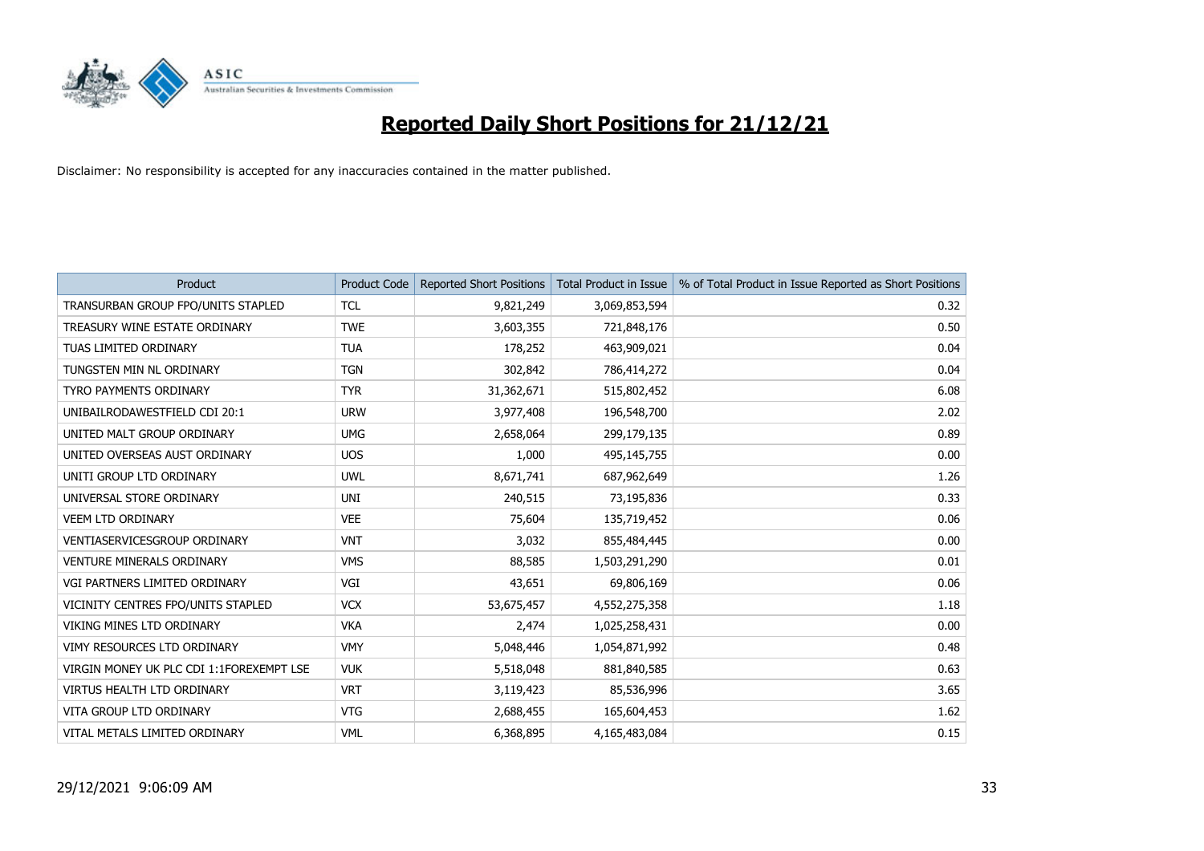# Reported Daily Short Positions for 21/12/21

Disclaimer: No responsibility is accepted for any inaccuracies contained in the matter published.

| Product | Product Code | Reported Short Positions | Total Product in Issue | % of Total Product in Issue Reported as Short Positions |
|---|---|---|---|---|
| TRANSURBAN GROUP FPO/UNITS STAPLED | TCL | 9,821,249 | 3,069,853,594 | 0.32 |
| TREASURY WINE ESTATE ORDINARY | TWE | 3,603,355 | 721,848,176 | 0.50 |
| TUAS LIMITED ORDINARY | TUA | 178,252 | 463,909,021 | 0.04 |
| TUNGSTEN MIN NL ORDINARY | TGN | 302,842 | 786,414,272 | 0.04 |
| TYRO PAYMENTS ORDINARY | TYR | 31,362,671 | 515,802,452 | 6.08 |
| UNIBAILRODAWESTFIELD CDI 20:1 | URW | 3,977,408 | 196,548,700 | 2.02 |
| UNITED MALT GROUP ORDINARY | UMG | 2,658,064 | 299,179,135 | 0.89 |
| UNITED OVERSEAS AUST ORDINARY | UOS | 1,000 | 495,145,755 | 0.00 |
| UNITI GROUP LTD ORDINARY | UWL | 8,671,741 | 687,962,649 | 1.26 |
| UNIVERSAL STORE ORDINARY | UNI | 240,515 | 73,195,836 | 0.33 |
| VEEM LTD ORDINARY | VEE | 75,604 | 135,719,452 | 0.06 |
| VENTIASERVICESGROUP ORDINARY | VNT | 3,032 | 855,484,445 | 0.00 |
| VENTURE MINERALS ORDINARY | VMS | 88,585 | 1,503,291,290 | 0.01 |
| VGI PARTNERS LIMITED ORDINARY | VGI | 43,651 | 69,806,169 | 0.06 |
| VICINITY CENTRES FPO/UNITS STAPLED | VCX | 53,675,457 | 4,552,275,358 | 1.18 |
| VIKING MINES LTD ORDINARY | VKA | 2,474 | 1,025,258,431 | 0.00 |
| VIMY RESOURCES LTD ORDINARY | VMY | 5,048,446 | 1,054,871,992 | 0.48 |
| VIRGIN MONEY UK PLC CDI 1:1FOREXEMPT LSE | VUK | 5,518,048 | 881,840,585 | 0.63 |
| VIRTUS HEALTH LTD ORDINARY | VRT | 3,119,423 | 85,536,996 | 3.65 |
| VITA GROUP LTD ORDINARY | VTG | 2,688,455 | 165,604,453 | 1.62 |
| VITAL METALS LIMITED ORDINARY | VML | 6,368,895 | 4,165,483,084 | 0.15 |

29/12/2021 9:06:09 AM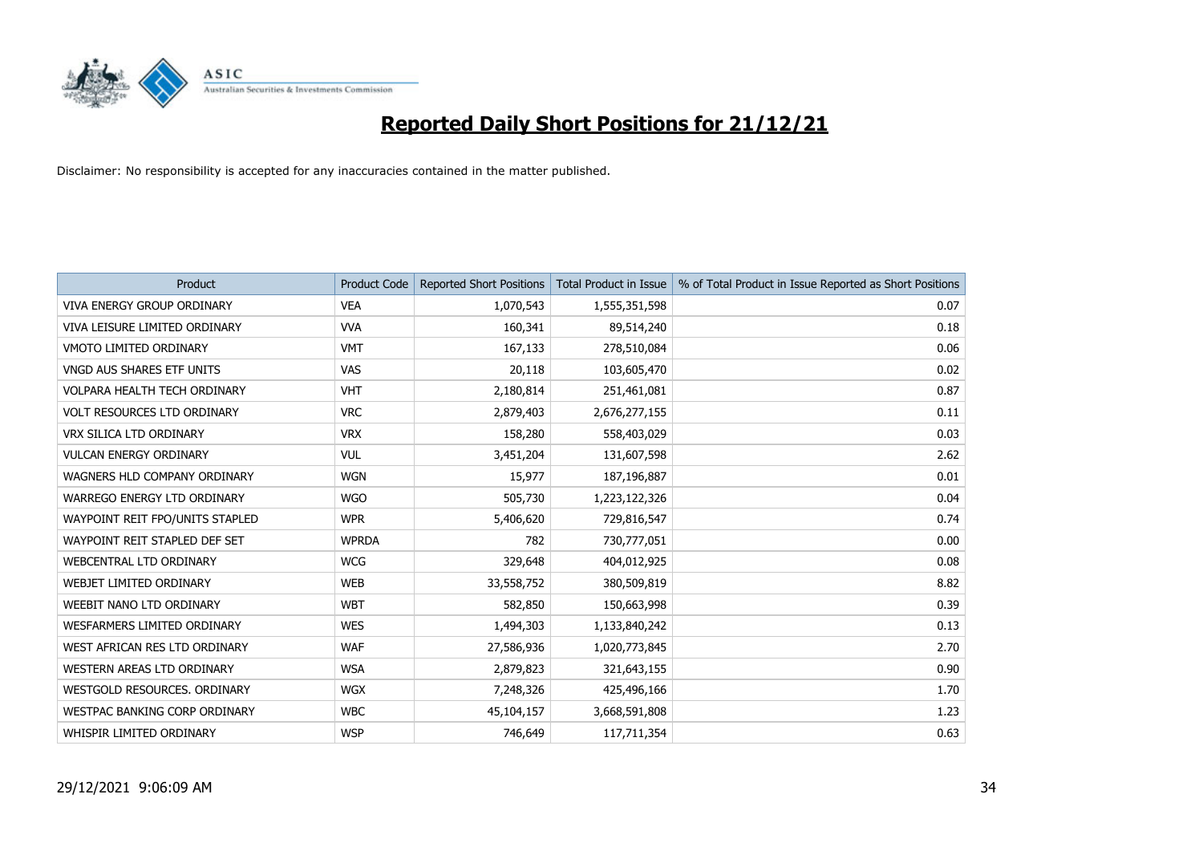# Reported Daily Short Positions for 21/12/21

Disclaimer: No responsibility is accepted for any inaccuracies contained in the matter published.

| Product | Product Code | Reported Short Positions | Total Product in Issue | % of Total Product in Issue Reported as Short Positions |
|---|---|---|---|---|
| VIVA ENERGY GROUP ORDINARY | VEA | 1,070,543 | 1,555,351,598 | 0.07 |
| VIVA LEISURE LIMITED ORDINARY | VVA | 160,341 | 89,514,240 | 0.18 |
| VMOTO LIMITED ORDINARY | VMT | 167,133 | 278,510,084 | 0.06 |
| VNGD AUS SHARES ETF UNITS | VAS | 20,118 | 103,605,470 | 0.02 |
| VOLPARA HEALTH TECH ORDINARY | VHT | 2,180,814 | 251,461,081 | 0.87 |
| VOLT RESOURCES LTD ORDINARY | VRC | 2,879,403 | 2,676,277,155 | 0.11 |
| VRX SILICA LTD ORDINARY | VRX | 158,280 | 558,403,029 | 0.03 |
| VULCAN ENERGY ORDINARY | VUL | 3,451,204 | 131,607,598 | 2.62 |
| WAGNERS HLD COMPANY ORDINARY | WGN | 15,977 | 187,196,887 | 0.01 |
| WARREGO ENERGY LTD ORDINARY | WGO | 505,730 | 1,223,122,326 | 0.04 |
| WAYPOINT REIT FPO/UNITS STAPLED | WPR | 5,406,620 | 729,816,547 | 0.74 |
| WAYPOINT REIT STAPLED DEF SET | WPRDA | 782 | 730,777,051 | 0.00 |
| WEBCENTRAL LTD ORDINARY | WCG | 329,648 | 404,012,925 | 0.08 |
| WEBJET LIMITED ORDINARY | WEB | 33,558,752 | 380,509,819 | 8.82 |
| WEEBIT NANO LTD ORDINARY | WBT | 582,850 | 150,663,998 | 0.39 |
| WESFARMERS LIMITED ORDINARY | WES | 1,494,303 | 1,133,840,242 | 0.13 |
| WEST AFRICAN RES LTD ORDINARY | WAF | 27,586,936 | 1,020,773,845 | 2.70 |
| WESTERN AREAS LTD ORDINARY | WSA | 2,879,823 | 321,643,155 | 0.90 |
| WESTGOLD RESOURCES. ORDINARY | WGX | 7,248,326 | 425,496,166 | 1.70 |
| WESTPAC BANKING CORP ORDINARY | WBC | 45,104,157 | 3,668,591,808 | 1.23 |
| WHISPIR LIMITED ORDINARY | WSP | 746,649 | 117,711,354 | 0.63 |

29/12/2021 9:06:09 AM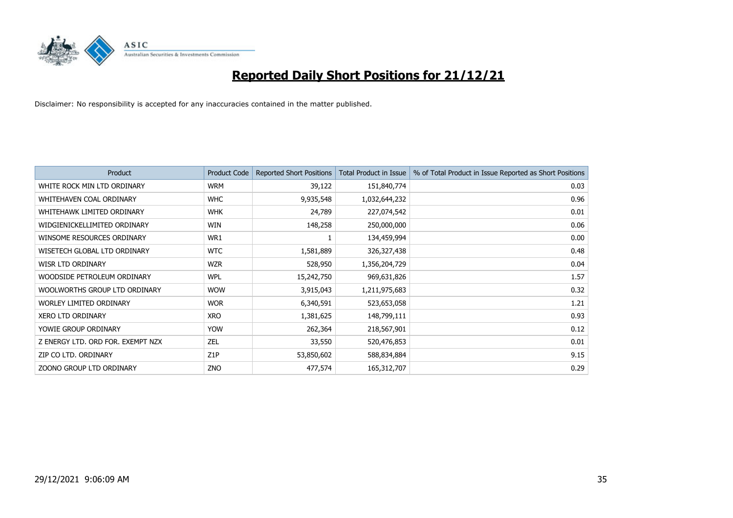# Reported Daily Short Positions for 21/12/21

Disclaimer: No responsibility is accepted for any inaccuracies contained in the matter published.

| Product | Product Code | Reported Short Positions | Total Product in Issue | % of Total Product in Issue Reported as Short Positions |
|---|---|---|---|---|
| WHITE ROCK MIN LTD ORDINARY | WRM | 39,122 | 151,840,774 | 0.03 |
| WHITEHAVEN COAL ORDINARY | WHC | 9,935,548 | 1,032,644,232 | 0.96 |
| WHITEHAWK LIMITED ORDINARY | WHK | 24,789 | 227,074,542 | 0.01 |
| WIDGIENICKELLIMITED ORDINARY | WIN | 148,258 | 250,000,000 | 0.06 |
| WINSOME RESOURCES ORDINARY | WR1 | 1 | 134,459,994 | 0.00 |
| WISETECH GLOBAL LTD ORDINARY | WTC | 1,581,889 | 326,327,438 | 0.48 |
| WISR LTD ORDINARY | WZR | 528,950 | 1,356,204,729 | 0.04 |
| WOODSIDE PETROLEUM ORDINARY | WPL | 15,242,750 | 969,631,826 | 1.57 |
| WOOLWORTHS GROUP LTD ORDINARY | WOW | 3,915,043 | 1,211,975,683 | 0.32 |
| WORLEY LIMITED ORDINARY | WOR | 6,340,591 | 523,653,058 | 1.21 |
| XERO LTD ORDINARY | XRO | 1,381,625 | 148,799,111 | 0.93 |
| YOWIE GROUP ORDINARY | YOW | 262,364 | 218,567,901 | 0.12 |
| Z ENERGY LTD. ORD FOR. EXEMPT NZX | ZEL | 33,550 | 520,476,853 | 0.01 |
| ZIP CO LTD. ORDINARY | Z1P | 53,850,602 | 588,834,884 | 9.15 |
| ZOONO GROUP LTD ORDINARY | ZNO | 477,574 | 165,312,707 | 0.29 |

29/12/2021 9:06:09 AM